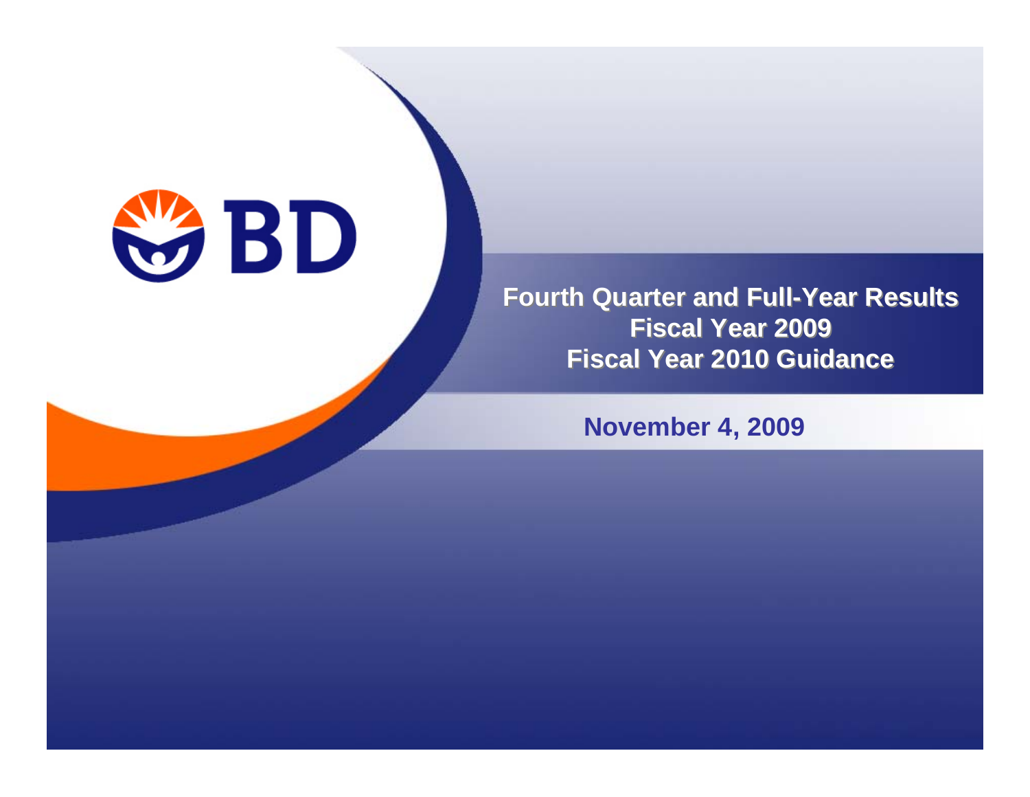BD

# Fourth Quarter and Full-Year Results Fiscal Year 2009 Fiscal Year 2010 Guidance

**November 4, 2009**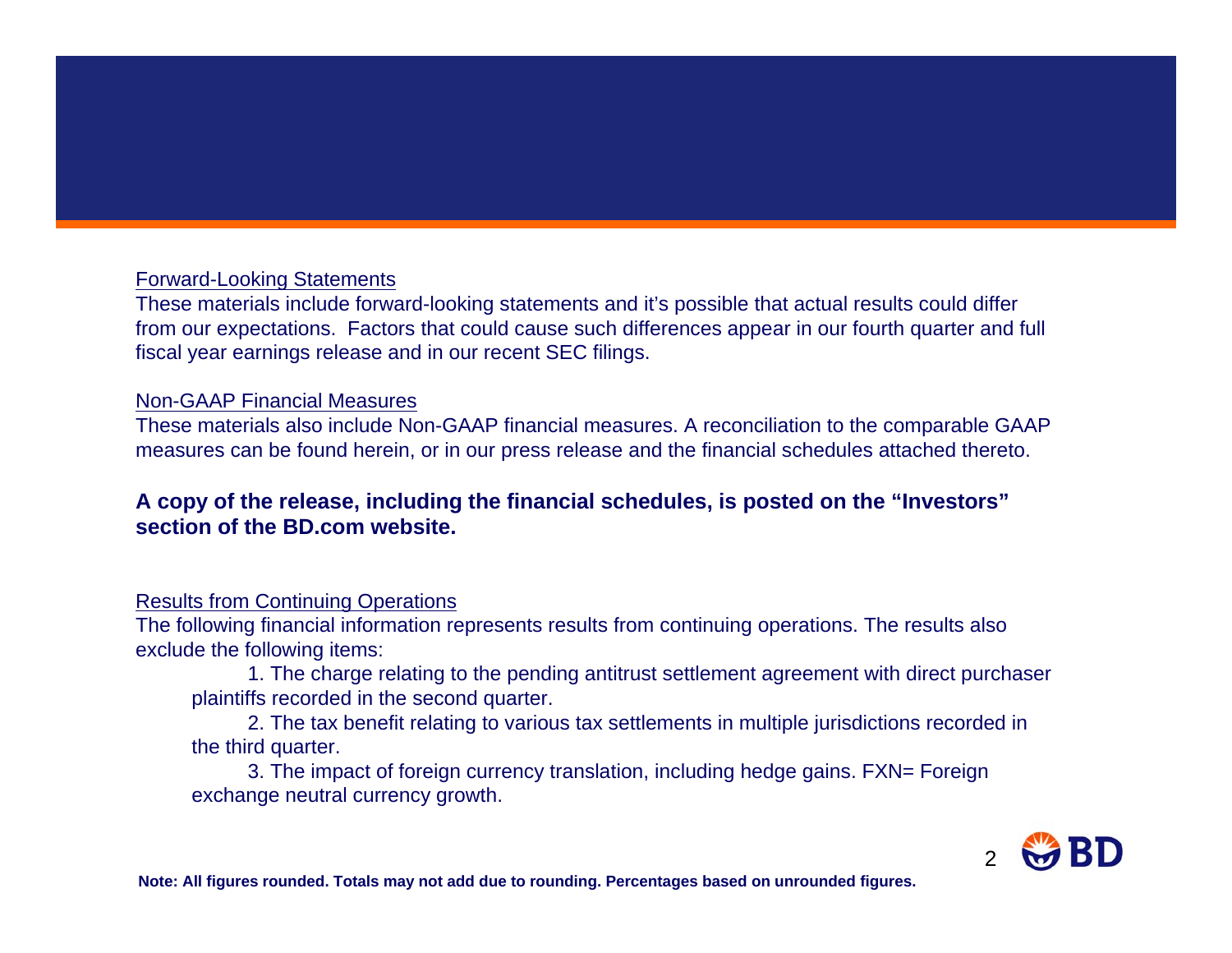Forward-Looking Statements

These materials include forward-looking statements and it's possible that actual results could differ from our expectations. Factors that could cause such differences appear in our fourth quarter and full fiscal year earnings release and in our recent SEC filings.

Non-GAAP Financial Measures

These materials also include Non-GAAP financial measures. A reconciliation to the comparable GAAP measures can be found herein, or in our press release and the financial schedules attached thereto.

**A copy of the release, including the financial schedules, is posted on the "Investors" section of the BD.com website.**

Results from Continuing Operations

The following financial information represents results from continuing operations. The results also exclude the following items:

1. The charge relating to the pending antitrust settlement agreement with direct purchaser plaintiffs recorded in the second quarter.
2. The tax benefit relating to various tax settlements in multiple jurisdictions recorded in the third quarter.
3. The impact of foreign currency translation, including hedge gains. FXN= Foreign exchange neutral currency growth.

**Note: All figures rounded. Totals may not add due to rounding. Percentages based on unrounded figures.**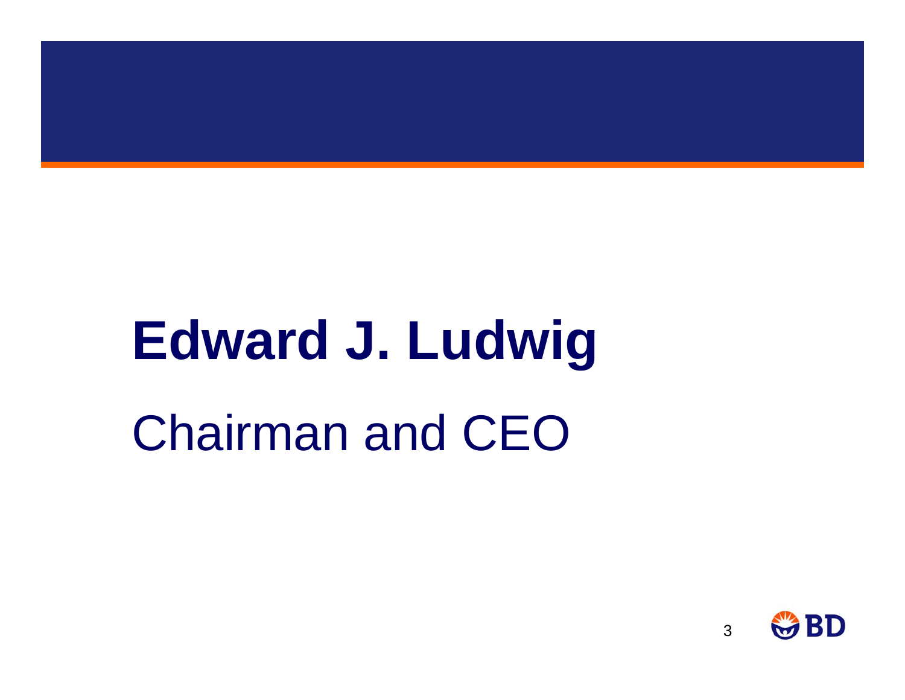# Edward J. Ludwig

Chairman and CEO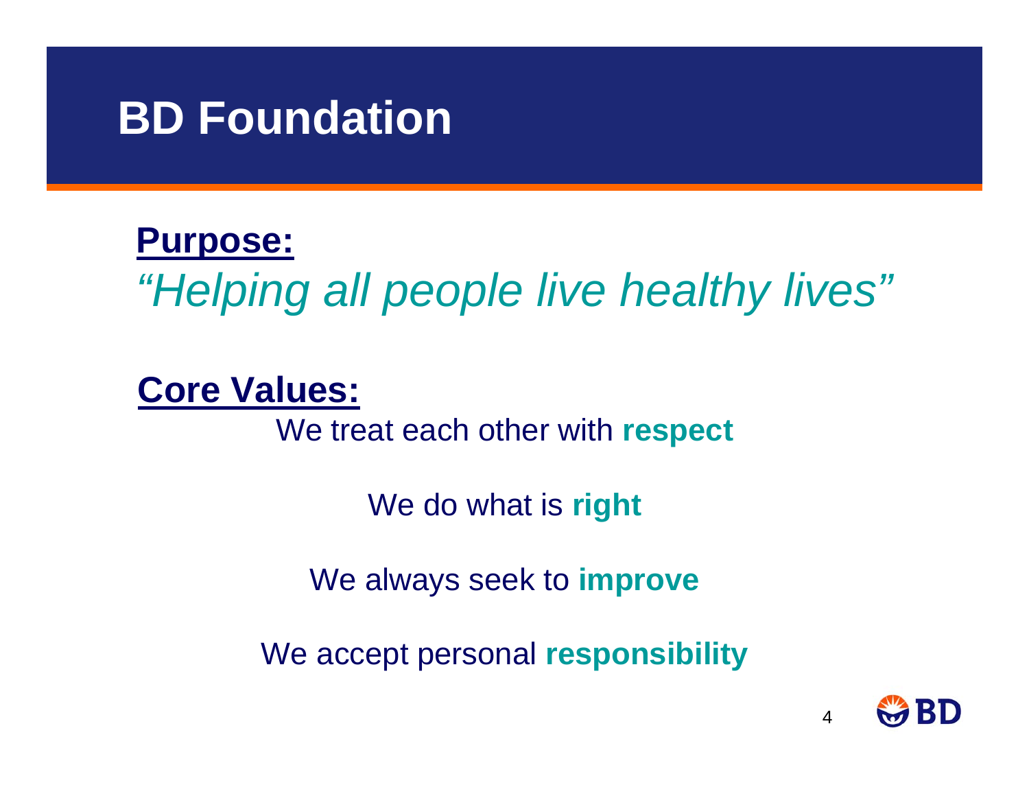# BD Foundation

**Purpose:**

*"Helping all people live healthy lives"*

**Core Values:**

We treat each other with **respect**

We do what is **right**

We always seek to **improve**

We accept personal **responsibility**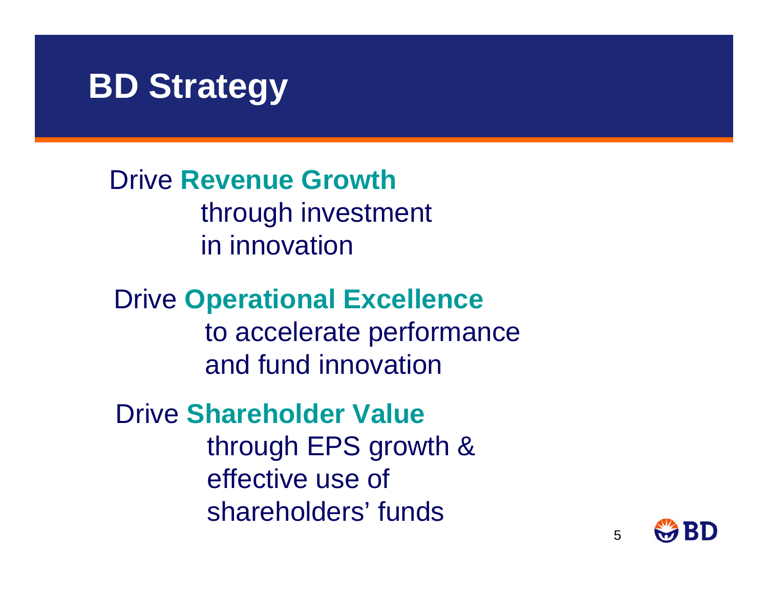# BD Strategy

Drive **Revenue Growth** through investment in innovation

Drive **Operational Excellence** to accelerate performance and fund innovation

Drive **Shareholder Value** through EPS growth & effective use of shareholders' funds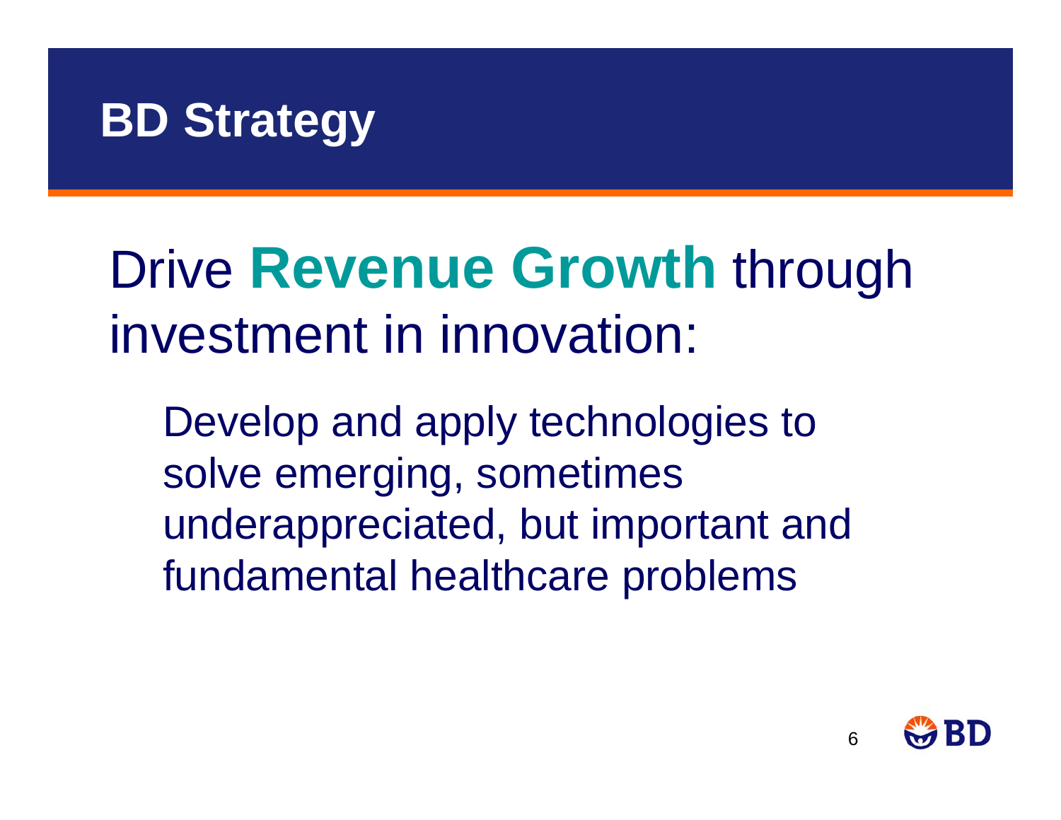# BD Strategy

Drive **Revenue Growth** through investment in innovation:

Develop and apply technologies to solve emerging, sometimes underappreciated, but important and fundamental healthcare problems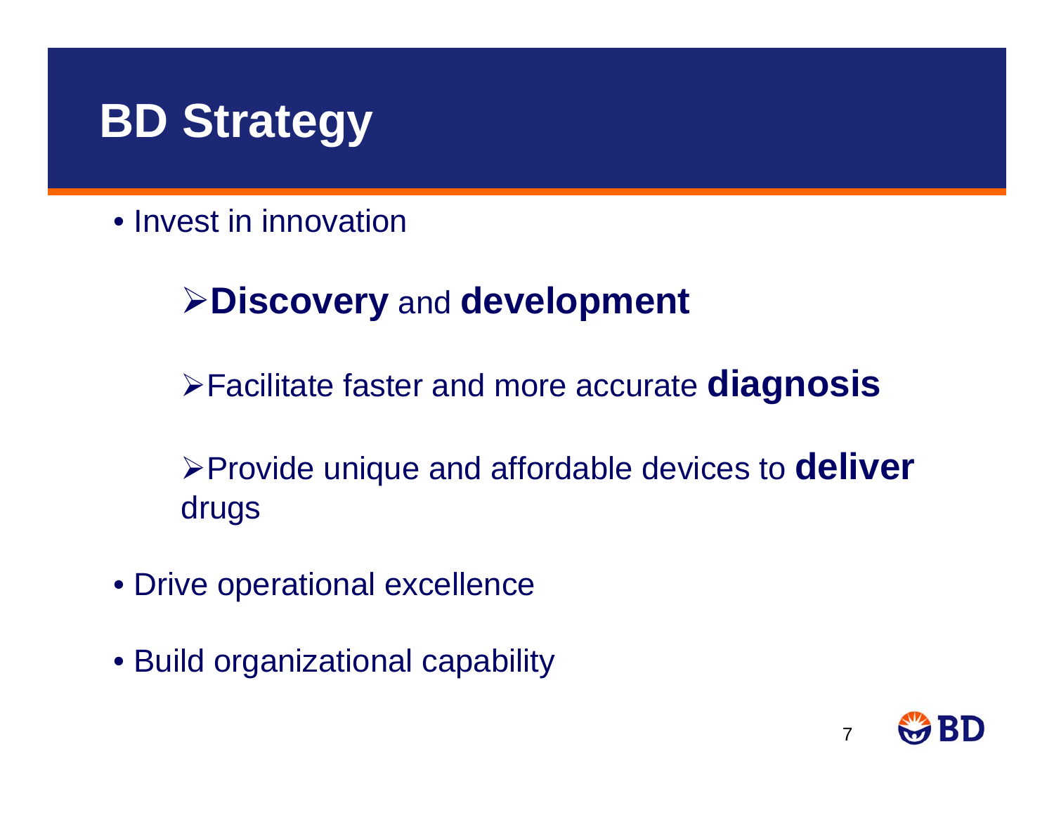# BD Strategy

- Invest in innovation
  - **Discovery** and **development**
  - Facilitate faster and more accurate **diagnosis**
  - Provide unique and affordable devices to **deliver** drugs
- Drive operational excellence
- Build organizational capability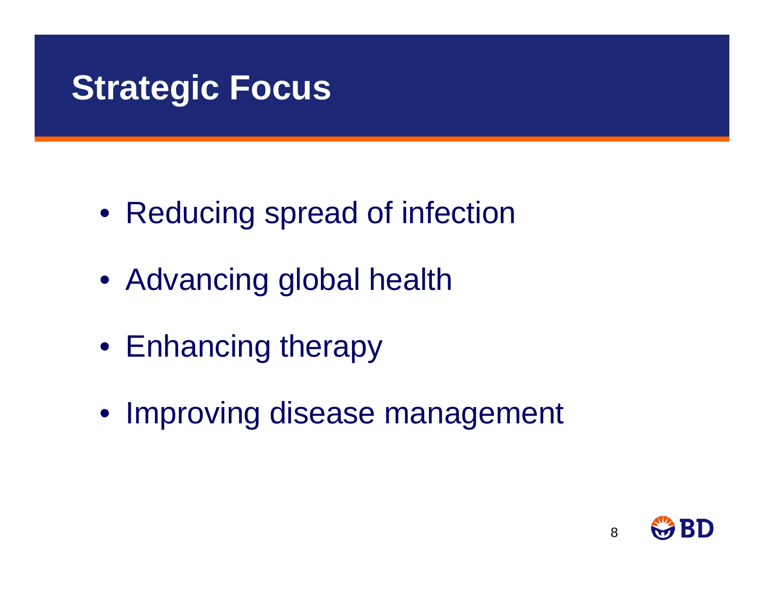# Strategic Focus

- Reducing spread of infection
- Advancing global health
- Enhancing therapy
- Improving disease management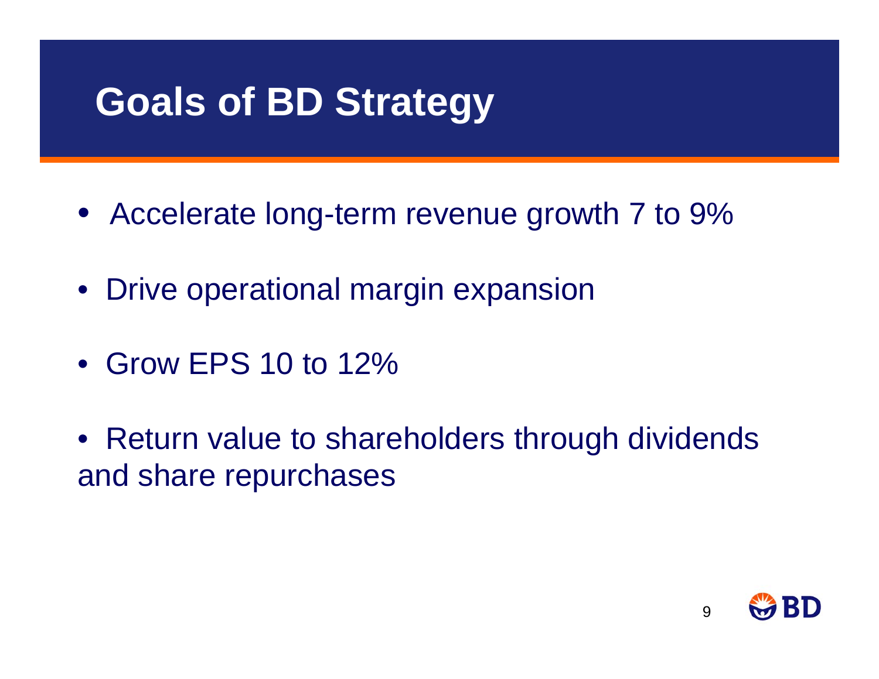# Goals of BD Strategy

- Accelerate long-term revenue growth 7 to 9%
- Drive operational margin expansion
- Grow EPS 10 to 12%
- Return value to shareholders through dividends and share repurchases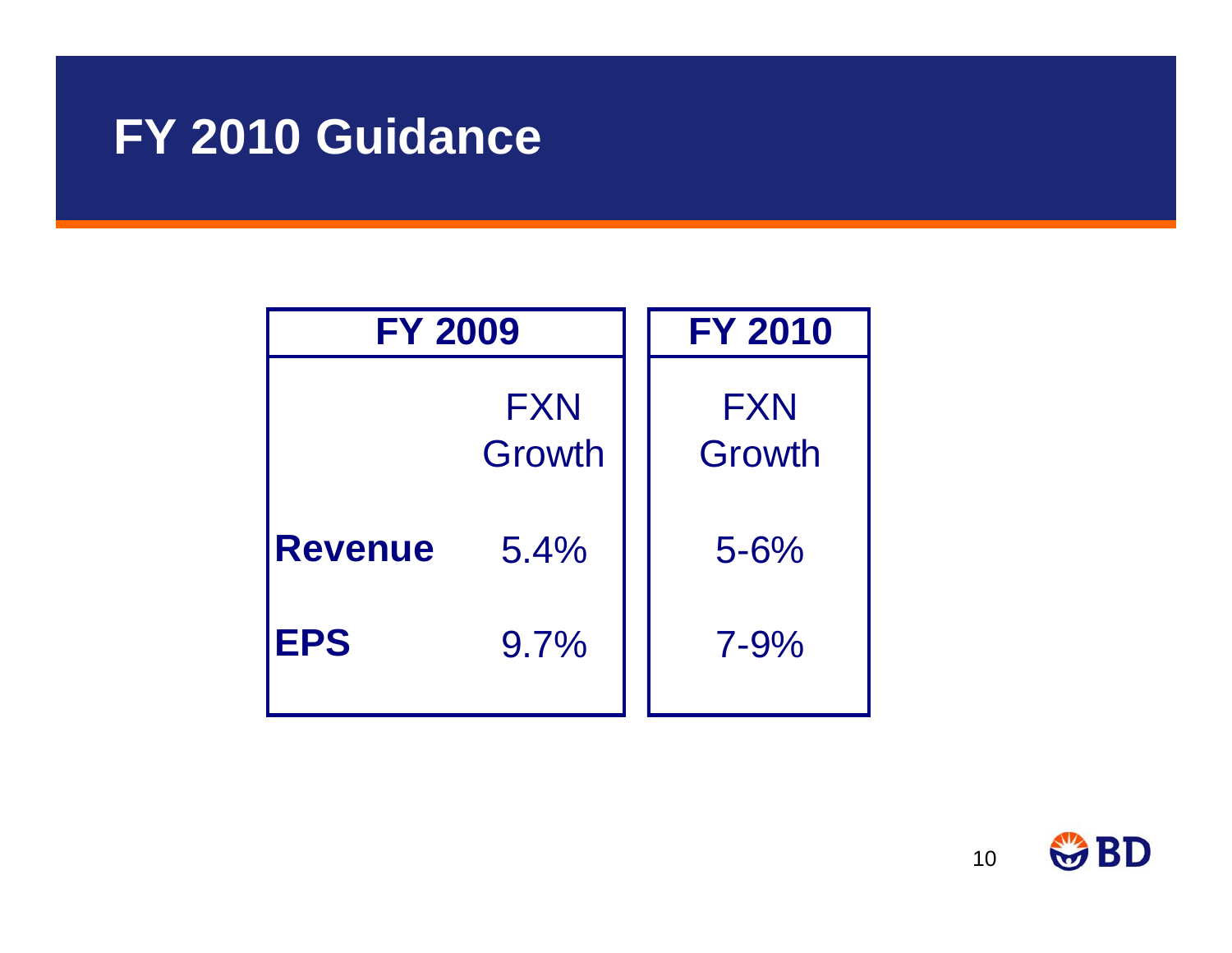# FY 2010 Guidance

| | FY 2009 | FY 2010 |
|---|---|---|
| | FXN Growth | FXN Growth |
| **Revenue** | 5.4% | 5-6% |
| **EPS** | 9.7% | 7-9% |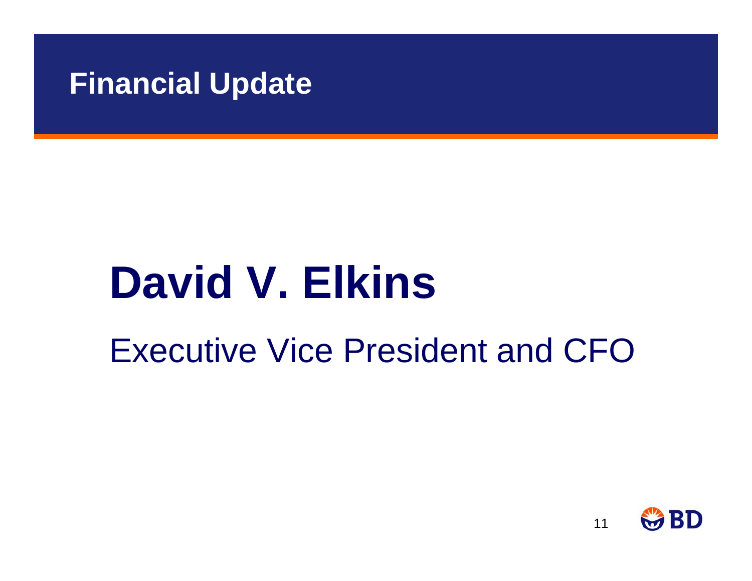# Financial Update

## David V. Elkins

Executive Vice President and CFO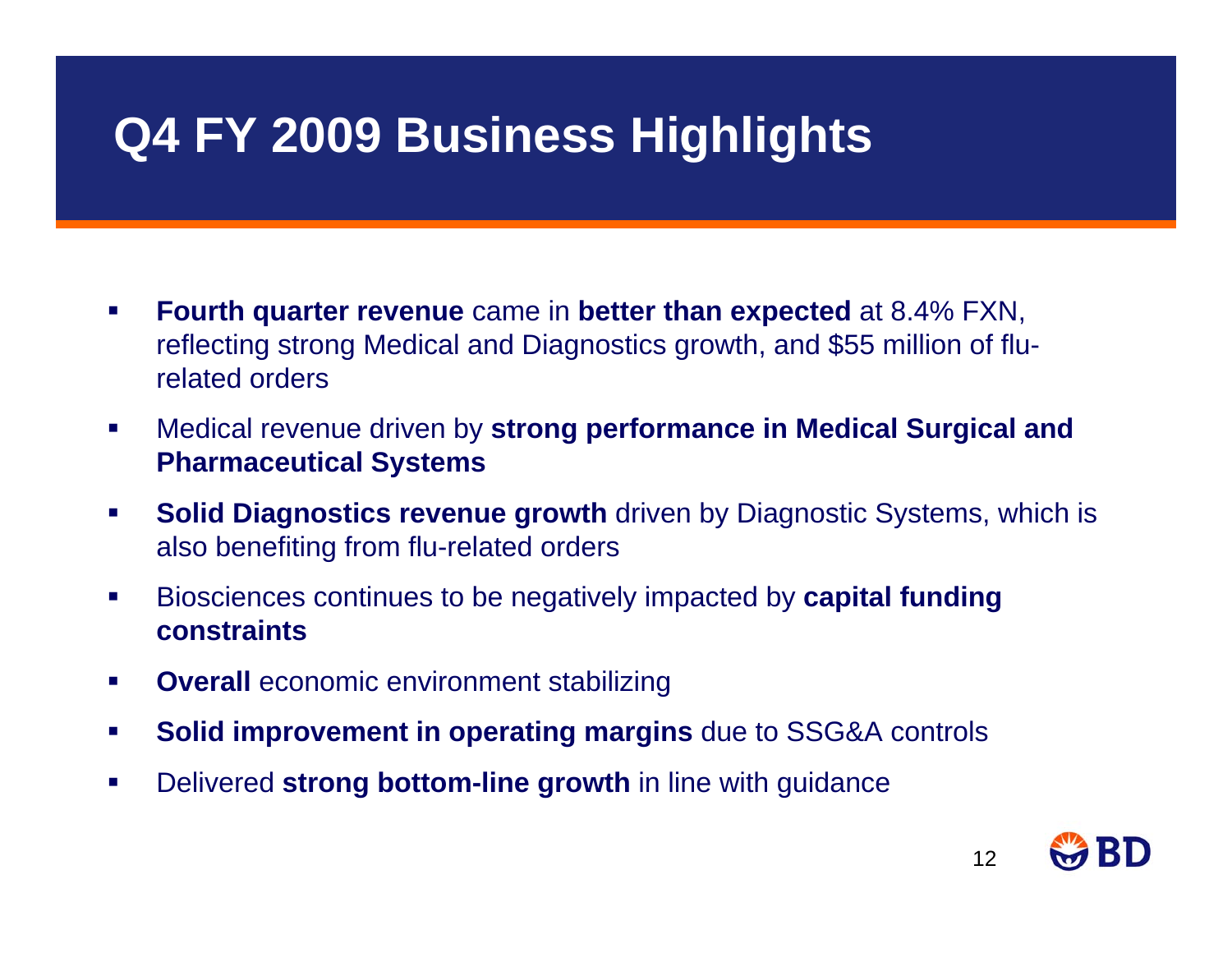# Q4 FY 2009 Business Highlights

- **Fourth quarter revenue** came in **better than expected** at 8.4% FXN, reflecting strong Medical and Diagnostics growth, and $55 million of flu-related orders
- Medical revenue driven by **strong performance in Medical Surgical and Pharmaceutical Systems**
- **Solid Diagnostics revenue growth** driven by Diagnostic Systems, which is also benefiting from flu-related orders
- Biosciences continues to be negatively impacted by **capital funding constraints**
- **Overall** economic environment stabilizing
- **Solid improvement in operating margins** due to SSG&A controls
- Delivered **strong bottom-line growth** in line with guidance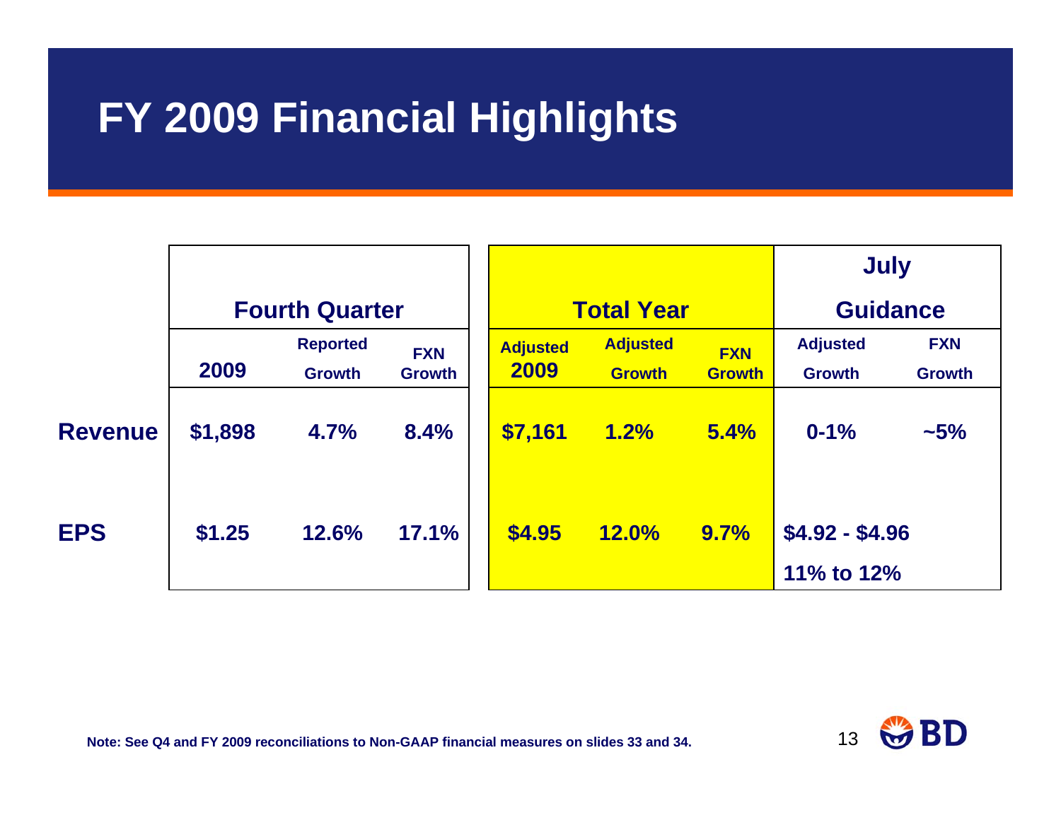# FY 2009 Financial Highlights

| | Fourth Quarter | | | Total Year | | | July Guidance | |
|---|---|---|---|---|---|---|---|---|
| | 2009 | Reported Growth | FXN Growth | Adjusted 2009 | Adjusted Growth | FXN Growth | Adjusted Growth | FXN Growth |
| **Revenue** | $1,898 | 4.7% | 8.4% | $7,161 | 1.2% | 5.4% | 0-1% | ~5% |
| **EPS** | $1.25 | 12.6% | 17.1% | $4.95 | 12.0% | 9.7% | $4.92 - $4.96<br>11% to 12% | |

Note: See Q4 and FY 2009 reconciliations to Non-GAAP financial measures on slides 33 and 34.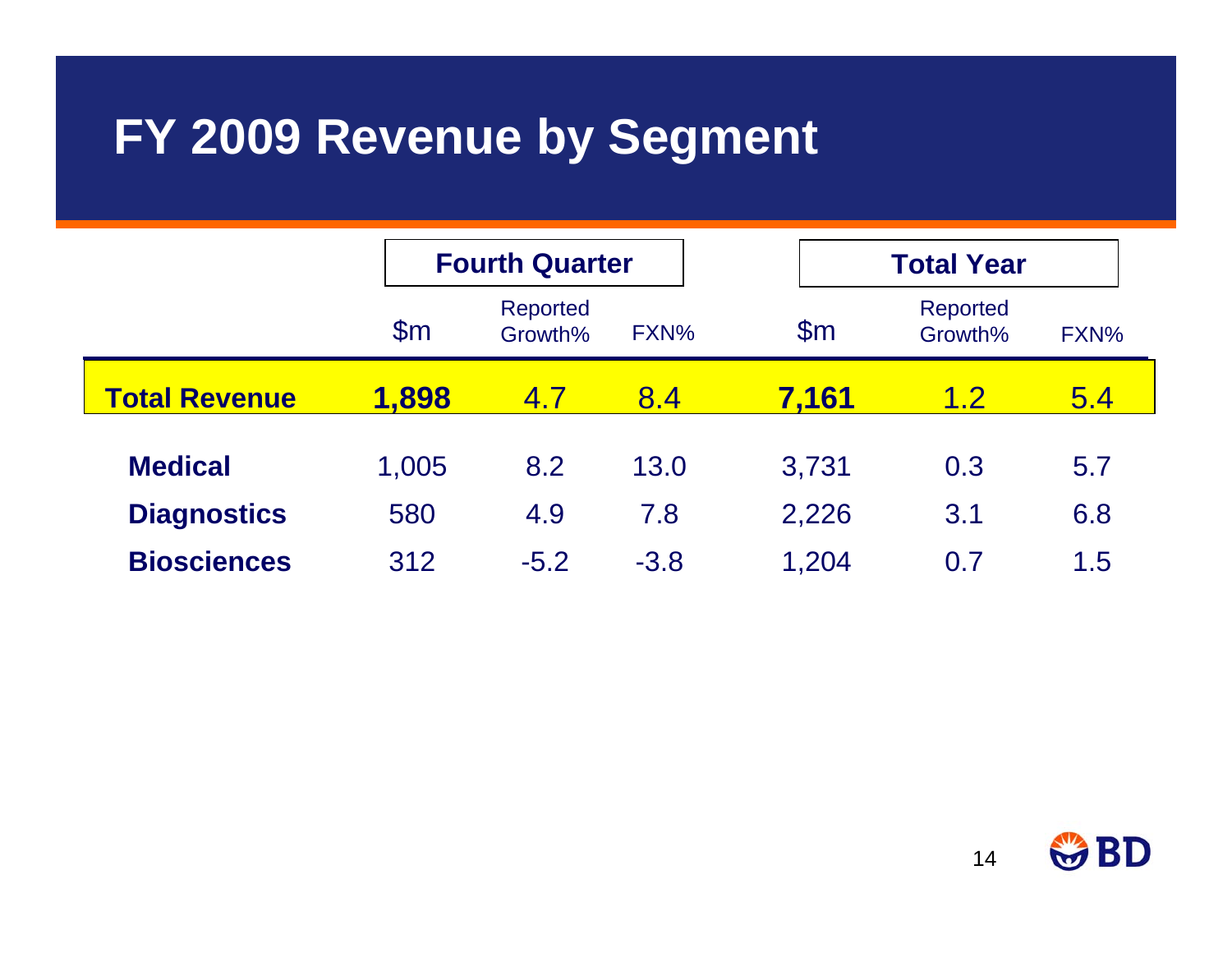# FY 2009 Revenue by Segment

| | Fourth Quarter | | | Total Year | | |
|---|---|---|---|---|---|---|
| | $m | Reported Growth% | FXN% | $m | Reported Growth% | FXN% |
| **Total Revenue** | **1,898** | 4.7 | 8.4 | **7,161** | 1.2 | 5.4 |
| **Medical** | 1,005 | 8.2 | 13.0 | 3,731 | 0.3 | 5.7 |
| **Diagnostics** | 580 | 4.9 | 7.8 | 2,226 | 3.1 | 6.8 |
| **Biosciences** | 312 | -5.2 | -3.8 | 1,204 | 0.7 | 1.5 |

BD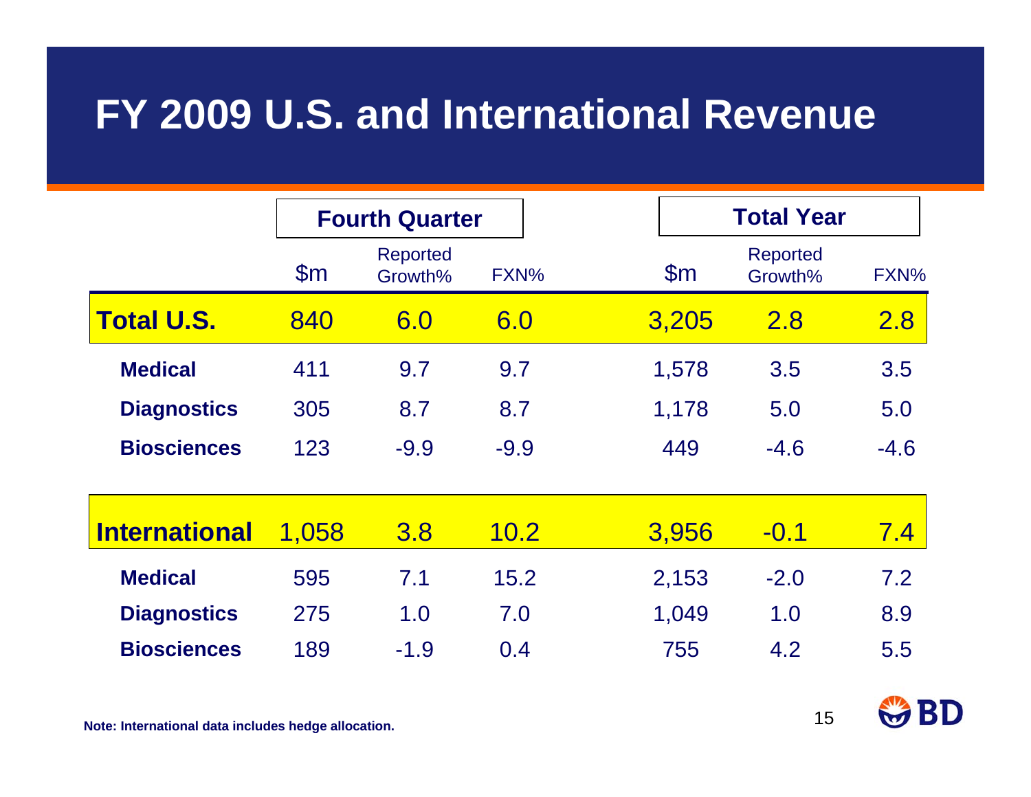# FY 2009 U.S. and International Revenue

| | Fourth Quarter | | | Total Year | | |
|---|---|---|---|---|---|---|
| | $m | Reported Growth% | FXN% | $m | Reported Growth% | FXN% |
| **Total U.S.** | 840 | 6.0 | 6.0 | 3,205 | 2.8 | 2.8 |
| **Medical** | 411 | 9.7 | 9.7 | 1,578 | 3.5 | 3.5 |
| **Diagnostics** | 305 | 8.7 | 8.7 | 1,178 | 5.0 | 5.0 |
| **Biosciences** | 123 | -9.9 | -9.9 | 449 | -4.6 | -4.6 |
| **International** | 1,058 | 3.8 | 10.2 | 3,956 | -0.1 | 7.4 |
| **Medical** | 595 | 7.1 | 15.2 | 2,153 | -2.0 | 7.2 |
| **Diagnostics** | 275 | 1.0 | 7.0 | 1,049 | 1.0 | 8.9 |
| **Biosciences** | 189 | -1.9 | 0.4 | 755 | 4.2 | 5.5 |

**Note: International data includes hedge allocation.**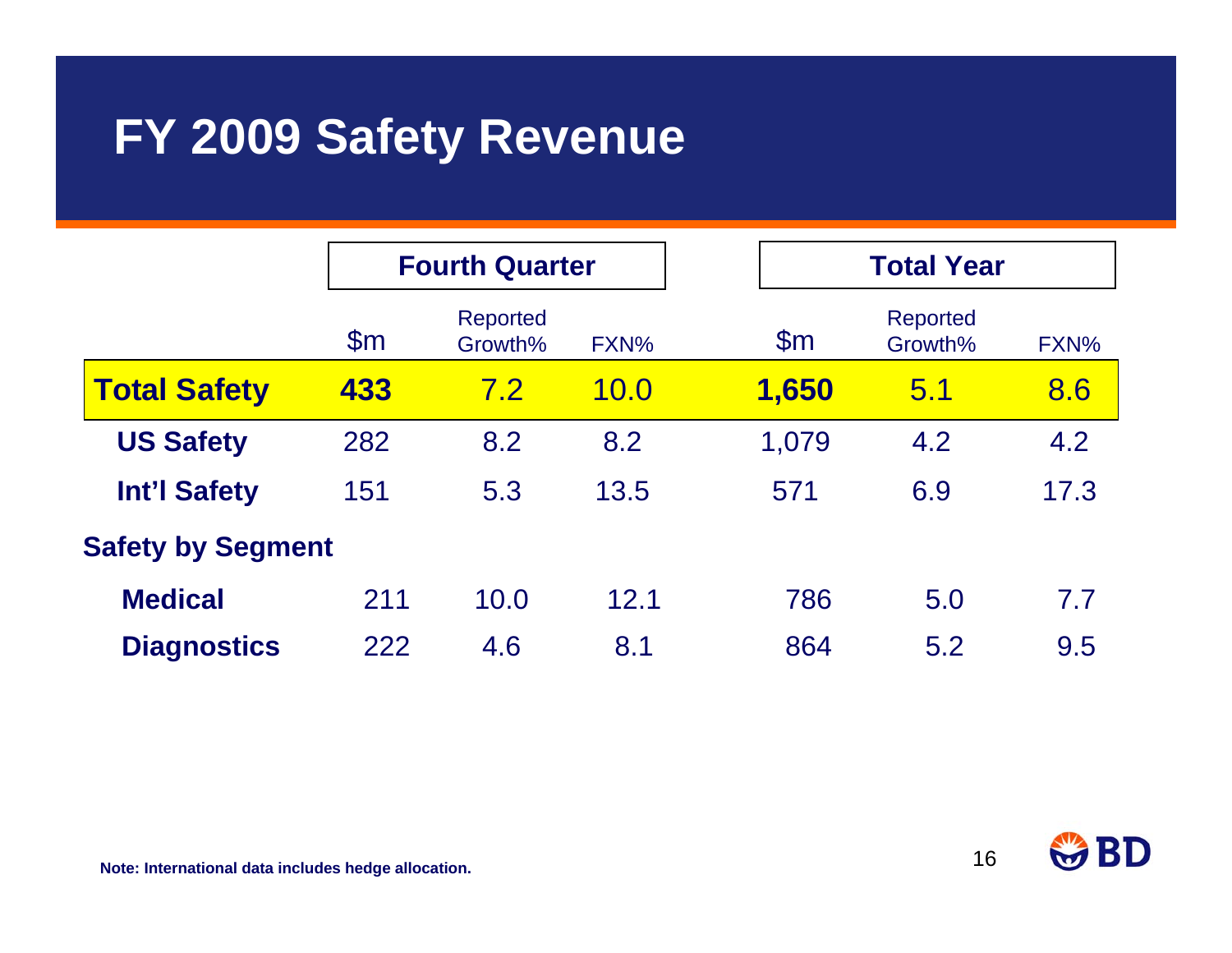# FY 2009 Safety Revenue

| | Fourth Quarter | | | Total Year | | |
|---|---|---|---|---|---|---|
| | $m | Reported Growth% | FXN% | $m | Reported Growth% | FXN% |
| **Total Safety** | **433** | 7.2 | 10.0 | **1,650** | 5.1 | 8.6 |
| **US Safety** | 282 | 8.2 | 8.2 | 1,079 | 4.2 | 4.2 |
| **Int'l Safety** | 151 | 5.3 | 13.5 | 571 | 6.9 | 17.3 |
| **Safety by Segment** | | | | | | |
| **Medical** | 211 | 10.0 | 12.1 | 786 | 5.0 | 7.7 |
| **Diagnostics** | 222 | 4.6 | 8.1 | 864 | 5.2 | 9.5 |

**Note: International data includes hedge allocation.**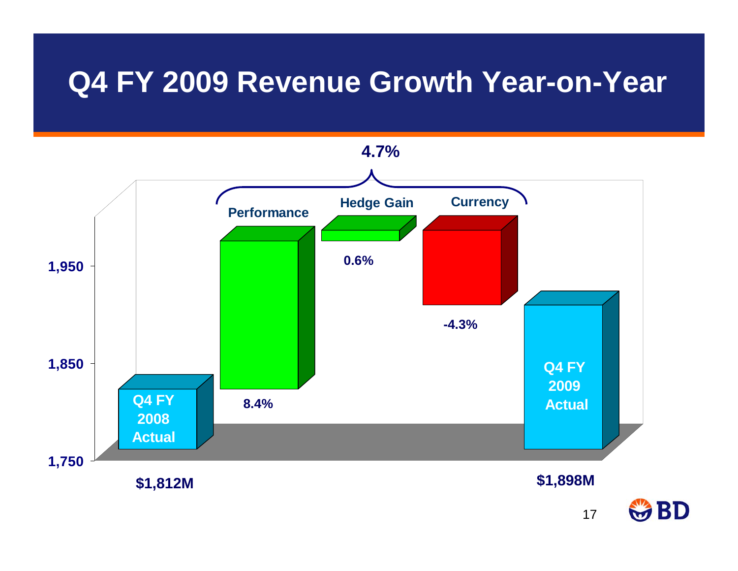# Q4 FY 2009 Revenue Growth Year-on-Year

4.7%

| | Q4 FY 2008 Actual | Performance | Hedge Gain | Currency | Q4 FY 2009 Actual |
|---|---|---|---|---|---|
| Value | $1,812M | 8.4% | 0.6% | -4.3% | $1,898M |

Y-axis: 1,750 – 1,850 – 1,950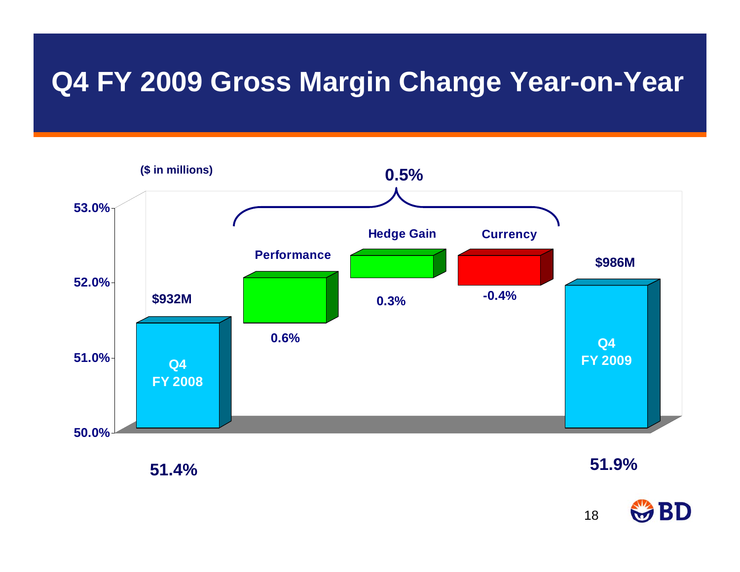# Q4 FY 2009 Gross Margin Change Year-on-Year

($ in millions)

0.5%

| | Q4 FY 2008 | Performance | Hedge Gain | Currency | Q4 FY 2009 |
|---|---|---|---|---|---|
| Amount | $932M | | | | $986M |
| Gross Margin / Change | 51.4% | 0.6% | 0.3% | -0.4% | 51.9% |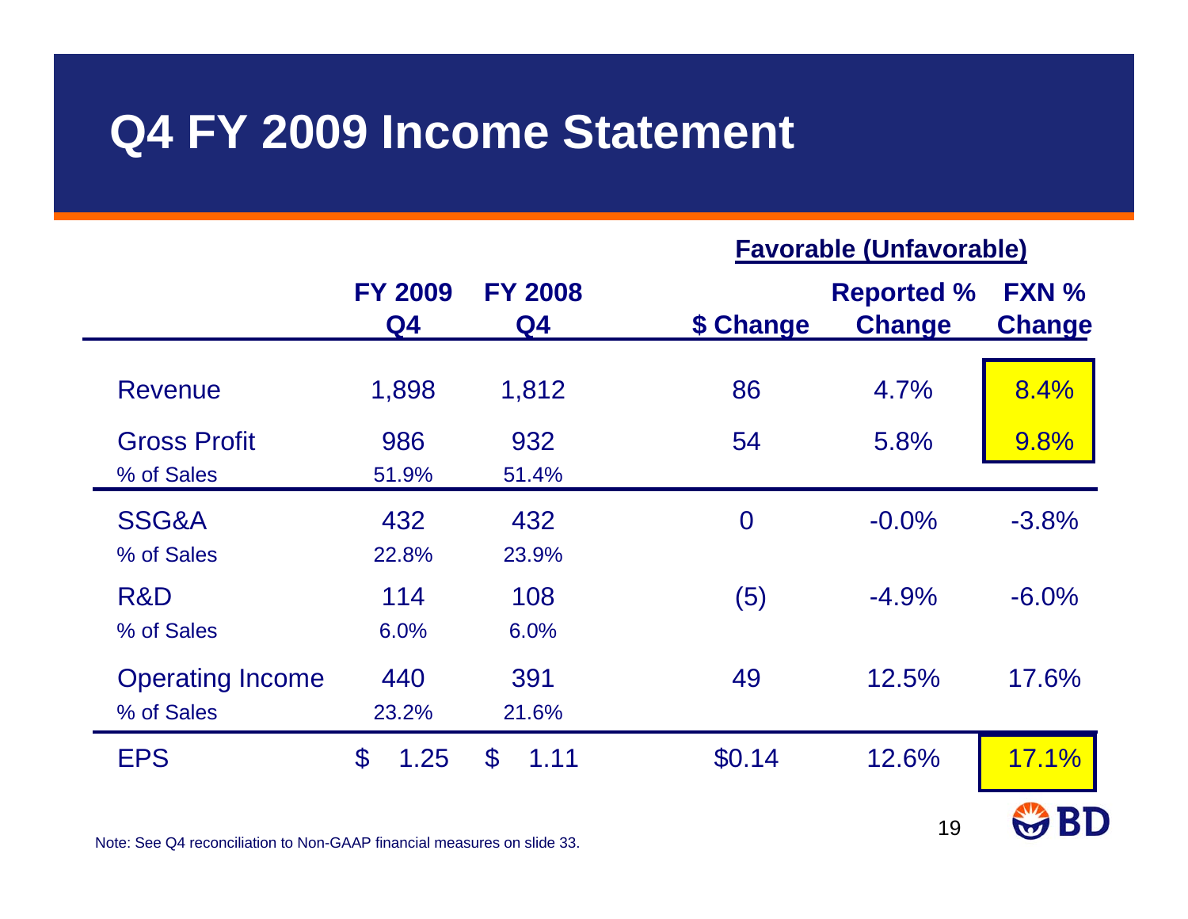# Q4 FY 2009 Income Statement

| | FY 2009 Q4 | FY 2008 Q4 | Favorable (Unfavorable) $ Change | Reported % Change | FXN % Change |
|---|---|---|---|---|---|
| Revenue | 1,898 | 1,812 | 86 | 4.7% | 8.4% |
| Gross Profit | 986 | 932 | 54 | 5.8% | 9.8% |
| % of Sales | 51.9% | 51.4% | | | |
| SSG&A | 432 | 432 | 0 | -0.0% | -3.8% |
| % of Sales | 22.8% | 23.9% | | | |
| R&D | 114 | 108 | (5) | -4.9% | -6.0% |
| % of Sales | 6.0% | 6.0% | | | |
| Operating Income | 440 | 391 | 49 | 12.5% | 17.6% |
| % of Sales | 23.2% | 21.6% | | | |
| EPS | $ 1.25 | $ 1.11 | $0.14 | 12.6% | 17.1% |

Note: See Q4 reconciliation to Non-GAAP financial measures on slide 33.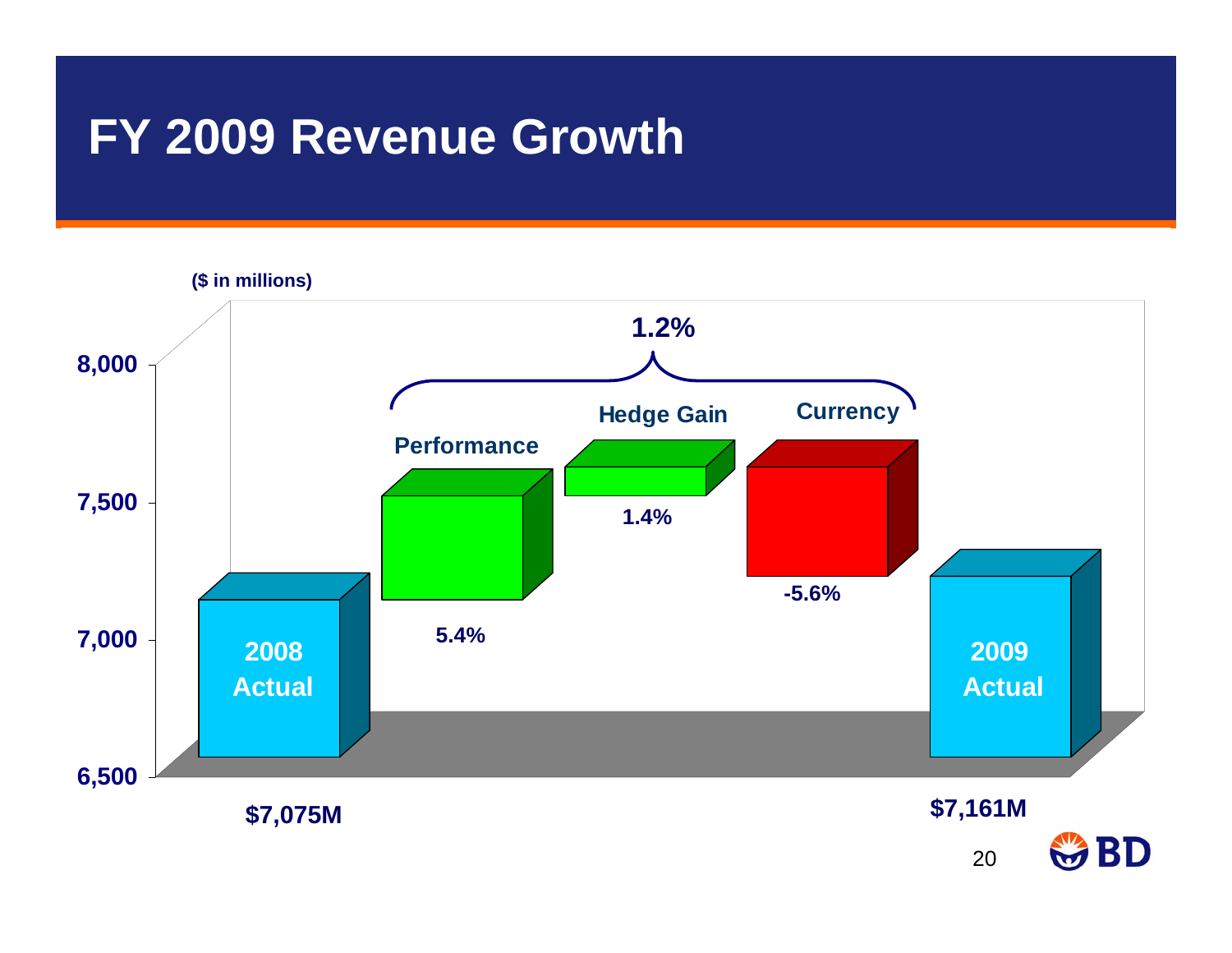# FY 2009 Revenue Growth

($ in millions)

| | 2008 Actual | Performance | Hedge Gain | Currency | 2009 Actual |
|---|---|---|---|---|---|
| Value / Change | $7,075M | 5.4% | 1.4% | -5.6% | $7,161M |

Total change (Performance + Hedge Gain + Currency): 1.2%

Y-axis: 6,500 – 8,000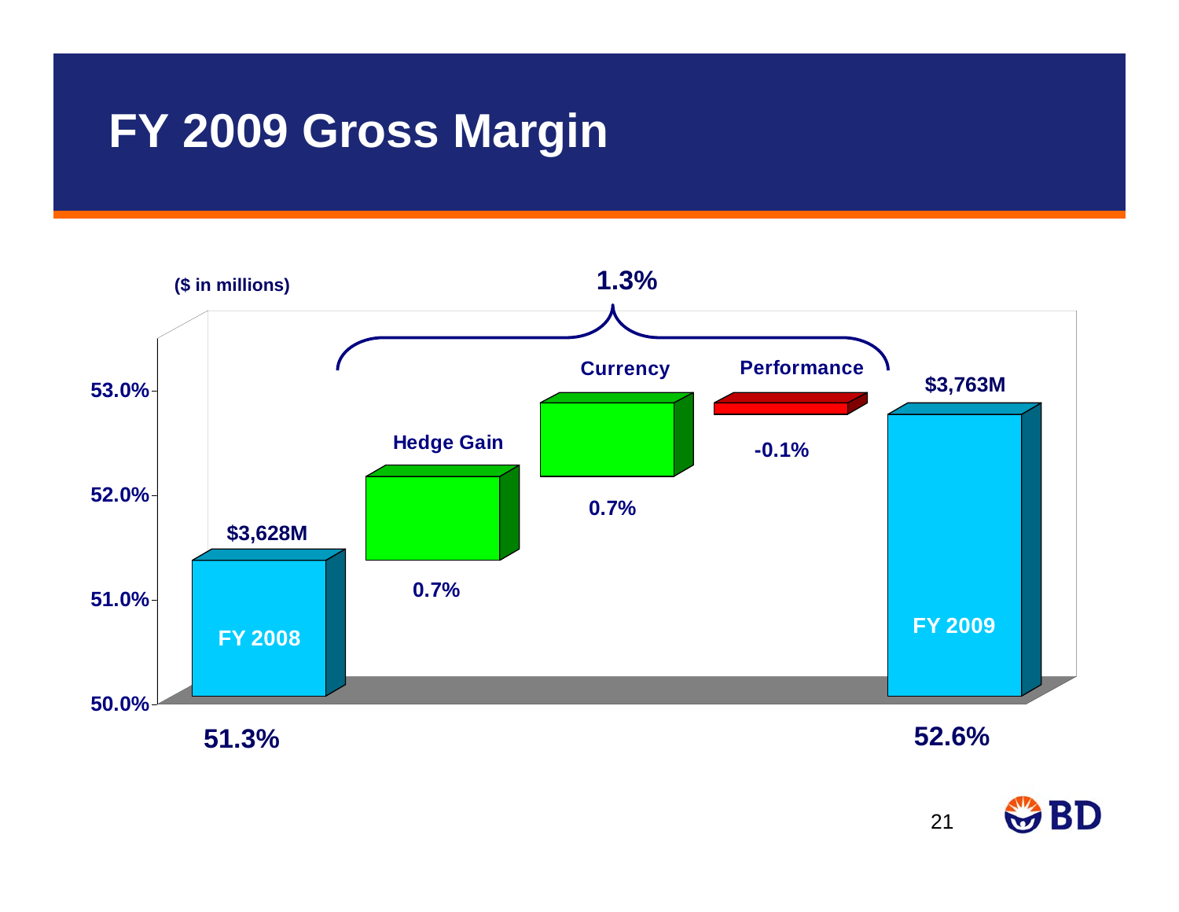# FY 2009 Gross Margin

($ in millions)

| | FY 2008 | Hedge Gain | Currency | Performance | FY 2009 |
|---|---|---|---|---|---|
| Gross Profit | $3,628M | | | | $3,763M |
| Gross Margin / Change | 51.3% | 0.7% | 0.7% | -0.1% | 52.6% |

Total change (Hedge Gain + Currency + Performance): 1.3%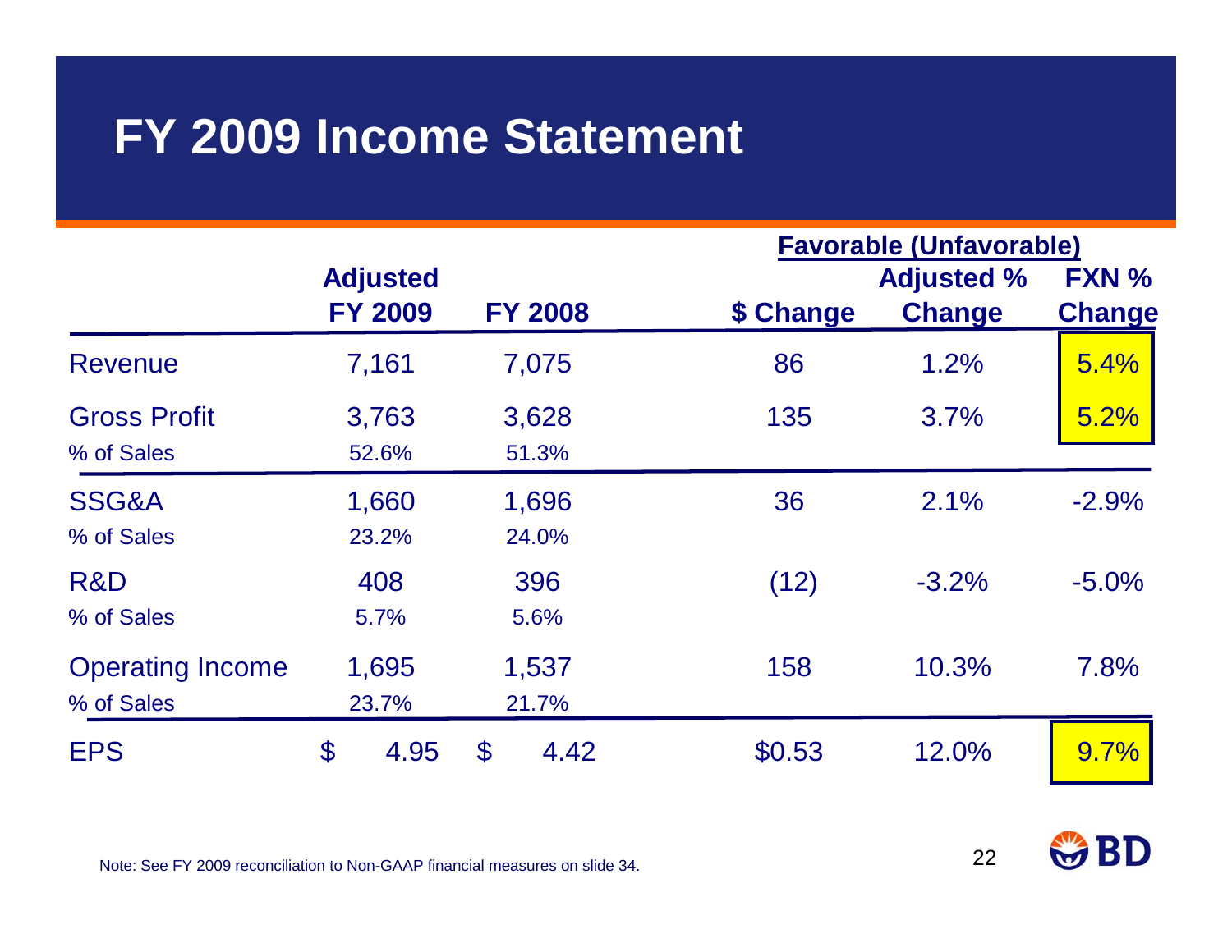# FY 2009 Income Statement

| | Adjusted FY 2009 | FY 2008 | $ Change | Favorable (Unfavorable) Adjusted % Change | FXN % Change |
|---|---|---|---|---|---|
| Revenue | 7,161 | 7,075 | 86 | 1.2% | 5.4% |
| Gross Profit | 3,763 | 3,628 | 135 | 3.7% | 5.2% |
| % of Sales | 52.6% | 51.3% | | | |
| SSG&A | 1,660 | 1,696 | 36 | 2.1% | -2.9% |
| % of Sales | 23.2% | 24.0% | | | |
| R&D | 408 | 396 | (12) | -3.2% | -5.0% |
| % of Sales | 5.7% | 5.6% | | | |
| Operating Income | 1,695 | 1,537 | 158 | 10.3% | 7.8% |
| % of Sales | 23.7% | 21.7% | | | |
| EPS | $ 4.95 | $ 4.42 | $0.53 | 12.0% | 9.7% |

Note: See FY 2009 reconciliation to Non-GAAP financial measures on slide 34.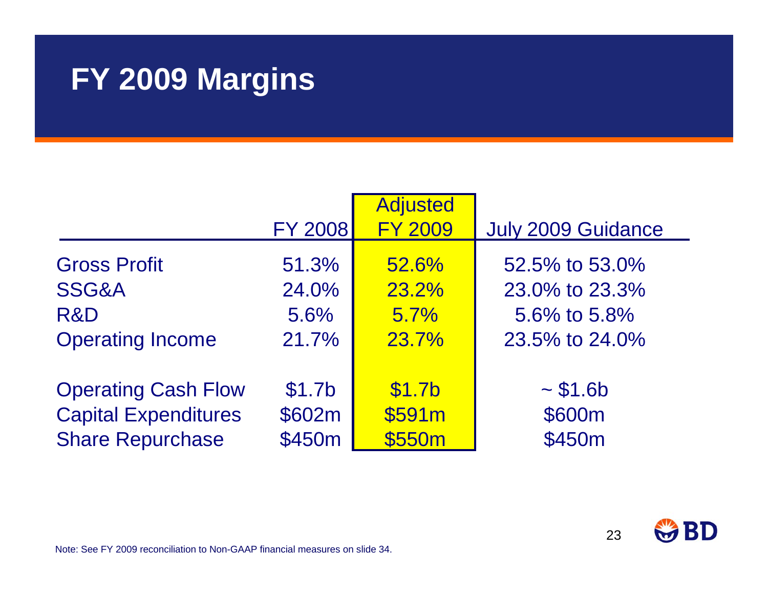# FY 2009 Margins

| | FY 2008 | Adjusted FY 2009 | July 2009 Guidance |
|---|---|---|---|
| Gross Profit | 51.3% | 52.6% | 52.5% to 53.0% |
| SSG&A | 24.0% | 23.2% | 23.0% to 23.3% |
| R&D | 5.6% | 5.7% | 5.6% to 5.8% |
| Operating Income | 21.7% | 23.7% | 23.5% to 24.0% |
| | | | |
| Operating Cash Flow | $1.7b | $1.7b | ~ $1.6b |
| Capital Expenditures | $602m | $591m | $600m |
| Share Repurchase | $450m | $550m | $450m |

Note: See FY 2009 reconciliation to Non-GAAP financial measures on slide 34.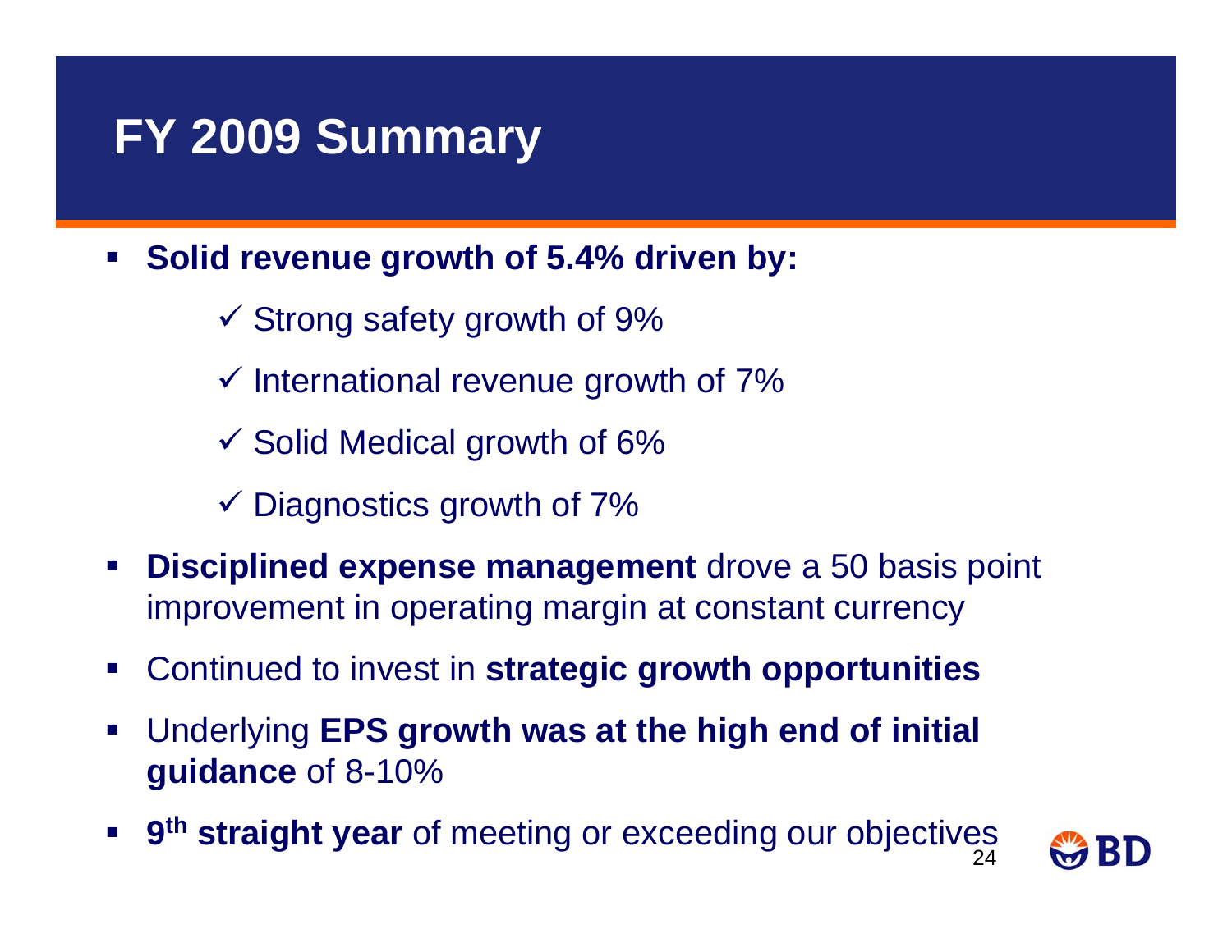# FY 2009 Summary

- **Solid revenue growth of 5.4% driven by:**
  - ✓ Strong safety growth of 9%
  - ✓ International revenue growth of 7%
  - ✓ Solid Medical growth of 6%
  - ✓ Diagnostics growth of 7%
- **Disciplined expense management** drove a 50 basis point improvement in operating margin at constant currency
- Continued to invest in **strategic growth opportunities**
- Underlying **EPS growth was at the high end of initial guidance** of 8-10%
- **9th straight year** of meeting or exceeding our objectives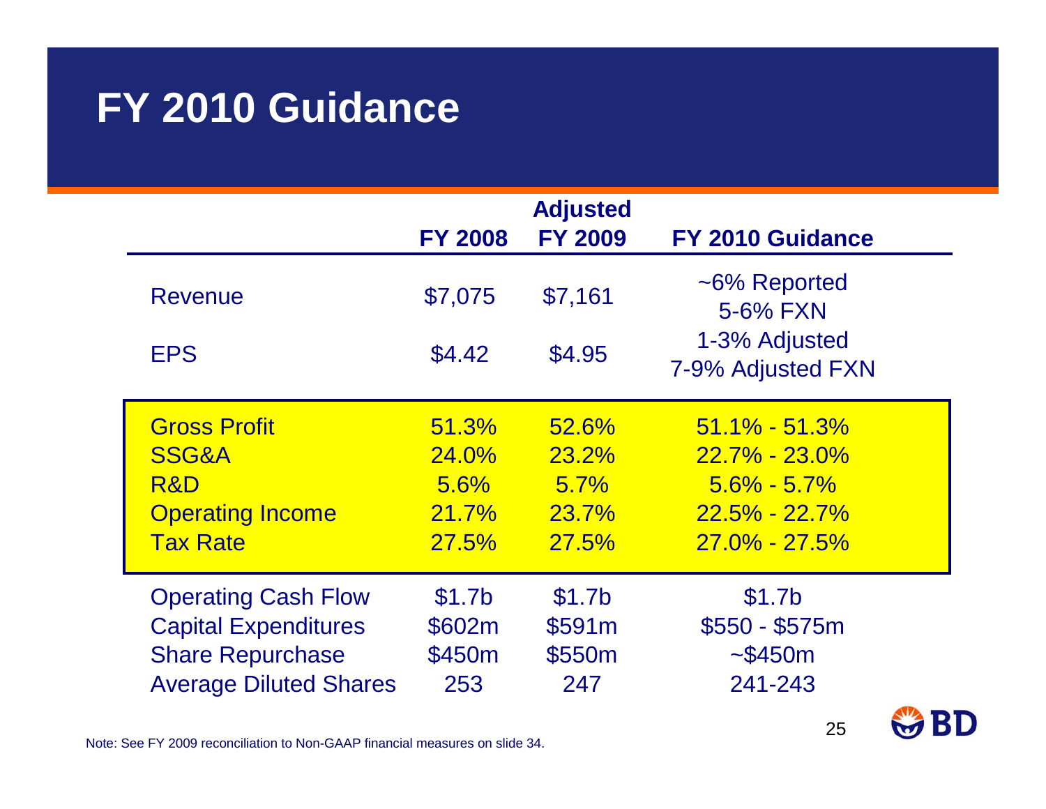# FY 2010 Guidance

| | FY 2008 | Adjusted FY 2009 | FY 2010 Guidance |
|---|---|---|---|
| Revenue | $7,075 | $7,161 | ~6% Reported<br>5-6% FXN |
| EPS | $4.42 | $4.95 | 1-3% Adjusted<br>7-9% Adjusted FXN |
| Gross Profit | 51.3% | 52.6% | 51.1% - 51.3% |
| SSG&A | 24.0% | 23.2% | 22.7% - 23.0% |
| R&D | 5.6% | 5.7% | 5.6% - 5.7% |
| Operating Income | 21.7% | 23.7% | 22.5% - 22.7% |
| Tax Rate | 27.5% | 27.5% | 27.0% - 27.5% |
| Operating Cash Flow | $1.7b | $1.7b | $1.7b |
| Capital Expenditures | $602m | $591m | $550 - $575m |
| Share Repurchase | $450m | $550m | ~$450m |
| Average Diluted Shares | 253 | 247 | 241-243 |

Note: See FY 2009 reconciliation to Non-GAAP financial measures on slide 34.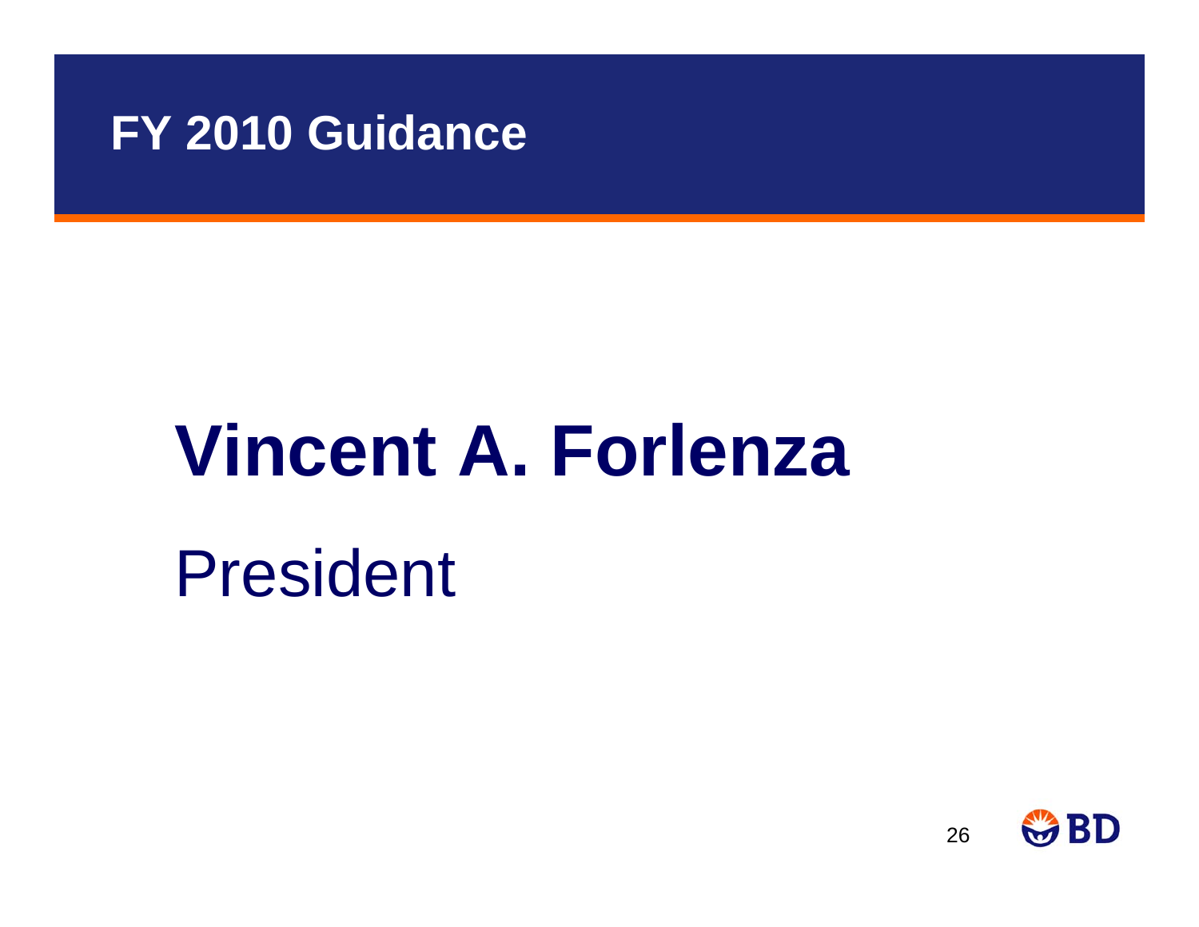# FY 2010 Guidance

**Vincent A. Forlenza**

President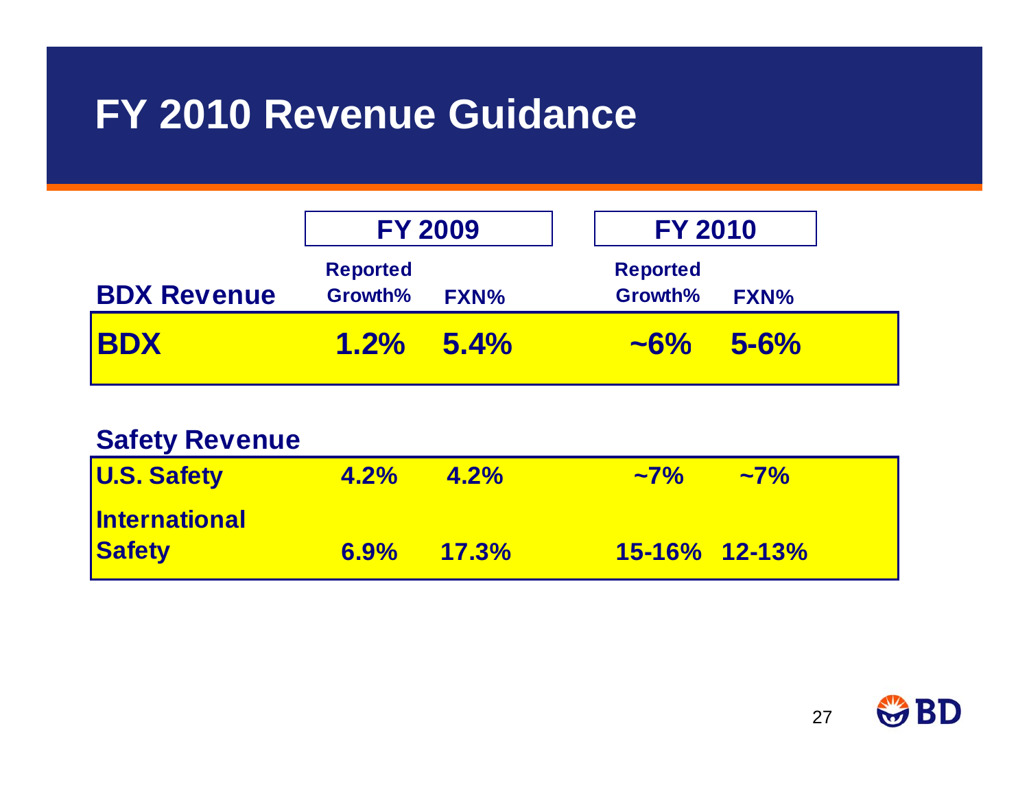# FY 2010 Revenue Guidance

| BDX Revenue | FY 2009 Reported Growth% | FY 2009 FXN% | FY 2010 Reported Growth% | FY 2010 FXN% |
|---|---|---|---|---|
| **BDX** | **1.2%** | **5.4%** | **~6%** | **5-6%** |

| Safety Revenue | FY 2009 Reported Growth% | FY 2009 FXN% | FY 2010 Reported Growth% | FY 2010 FXN% |
|---|---|---|---|---|
| **U.S. Safety** | **4.2%** | **4.2%** | **~7%** | **~7%** |
| **International Safety** | **6.9%** | **17.3%** | **15-16%** | **12-13%** |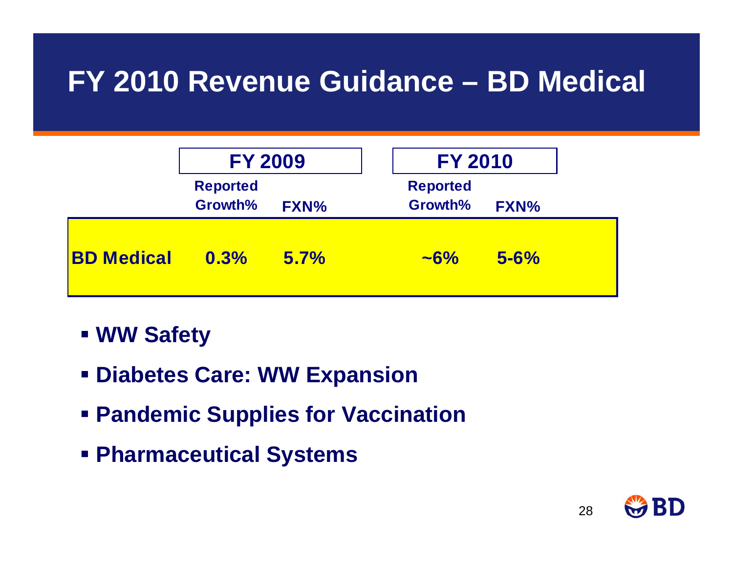# FY 2010 Revenue Guidance – BD Medical

| | FY 2009 | | FY 2010 | |
|---|---|---|---|---|
| | Reported Growth% | FXN% | Reported Growth% | FXN% |
| **BD Medical** | 0.3% | 5.7% | ~6% | 5-6% |

- WW Safety
- Diabetes Care: WW Expansion
- Pandemic Supplies for Vaccination
- Pharmaceutical Systems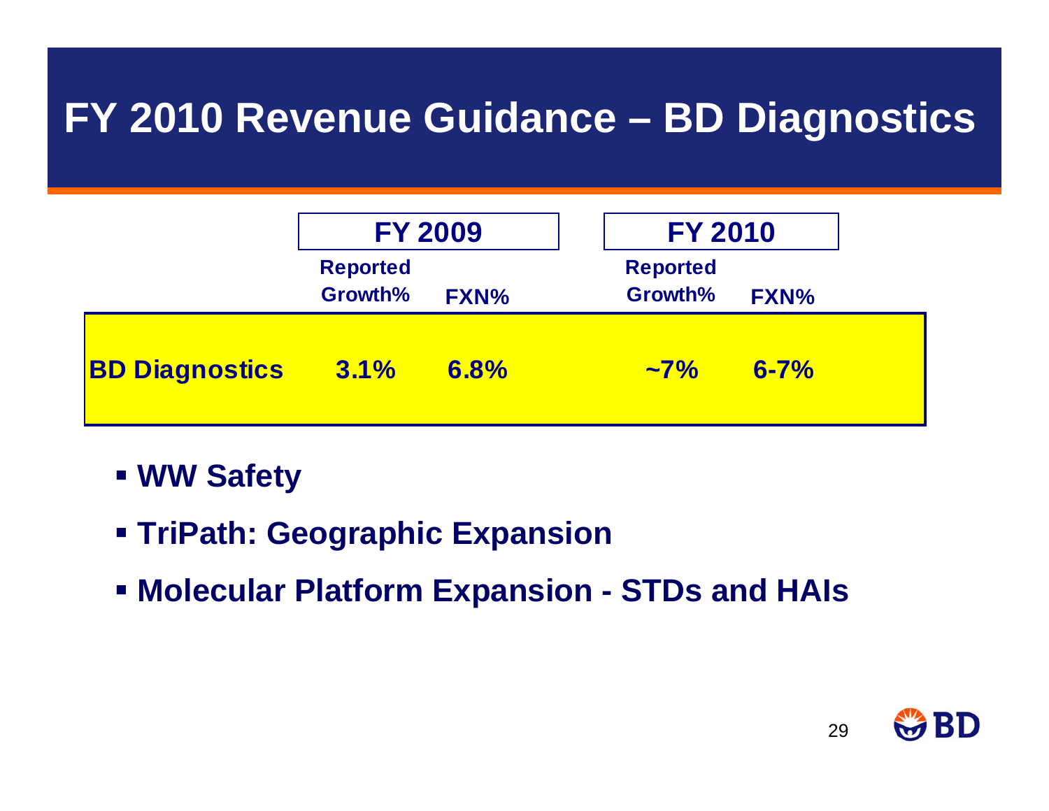# FY 2010 Revenue Guidance – BD Diagnostics

| | FY 2009 | | FY 2010 | |
|---|---|---|---|---|
| | Reported Growth% | FXN% | Reported Growth% | FXN% |
| **BD Diagnostics** | 3.1% | 6.8% | ~7% | 6-7% |

- **WW Safety**
- **TriPath: Geographic Expansion**
- **Molecular Platform Expansion - STDs and HAIs**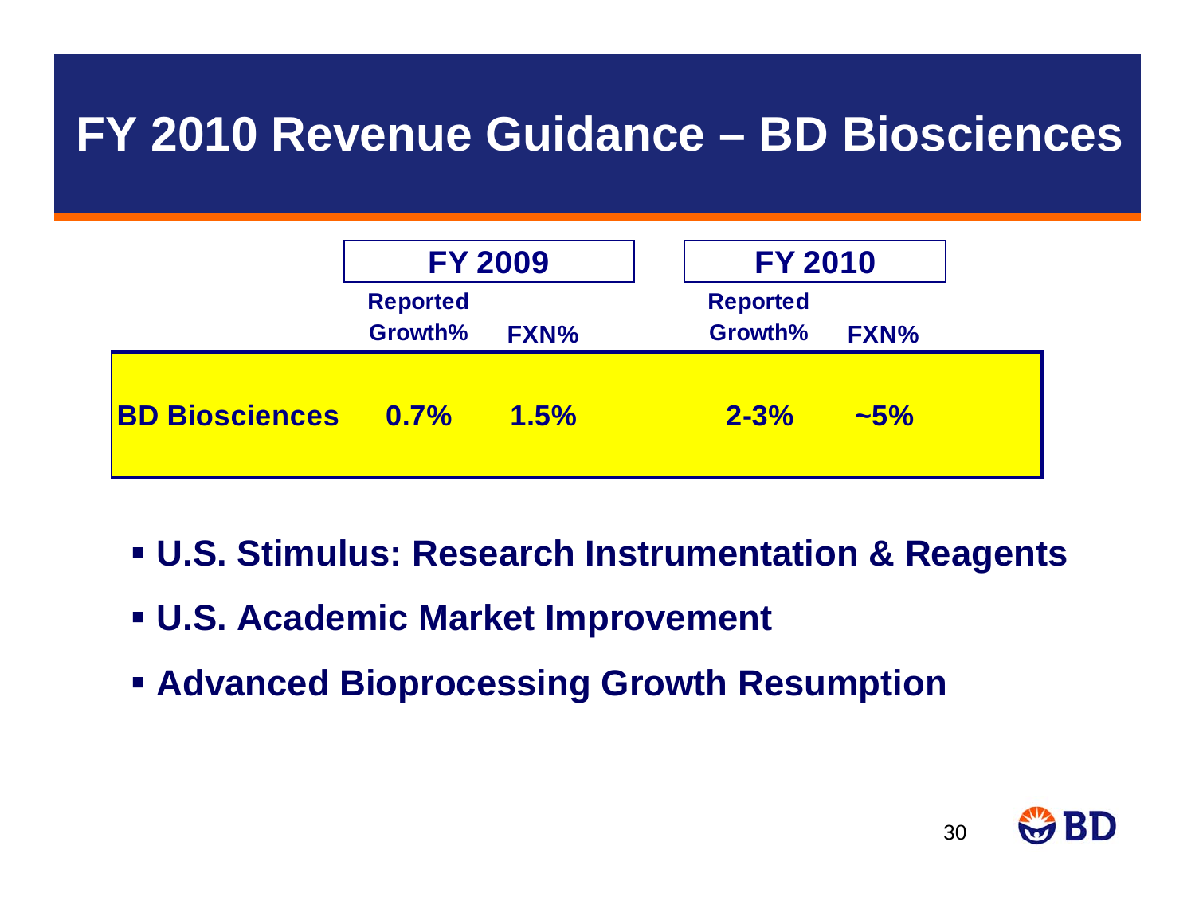# FY 2010 Revenue Guidance – BD Biosciences

| | FY 2009 | | FY 2010 | |
|---|---|---|---|---|
| | Reported Growth% | FXN% | Reported Growth% | FXN% |
| **BD Biosciences** | 0.7% | 1.5% | 2-3% | ~5% |

- U.S. Stimulus: Research Instrumentation & Reagents
- U.S. Academic Market Improvement
- Advanced Bioprocessing Growth Resumption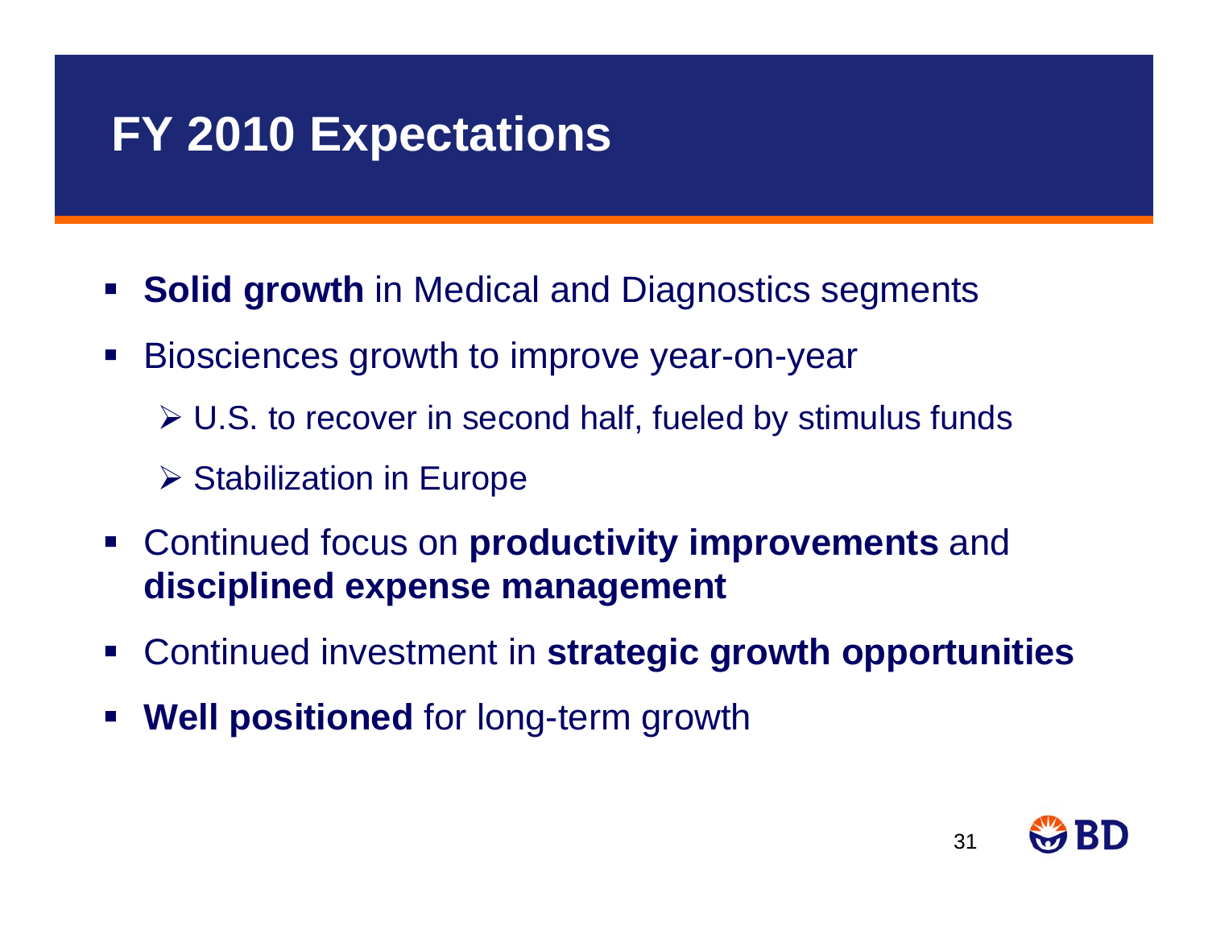# FY 2010 Expectations

- **Solid growth** in Medical and Diagnostics segments
- Biosciences growth to improve year-on-year
  - U.S. to recover in second half, fueled by stimulus funds
  - Stabilization in Europe
- Continued focus on **productivity improvements** and **disciplined expense management**
- Continued investment in **strategic growth opportunities**
- **Well positioned** for long-term growth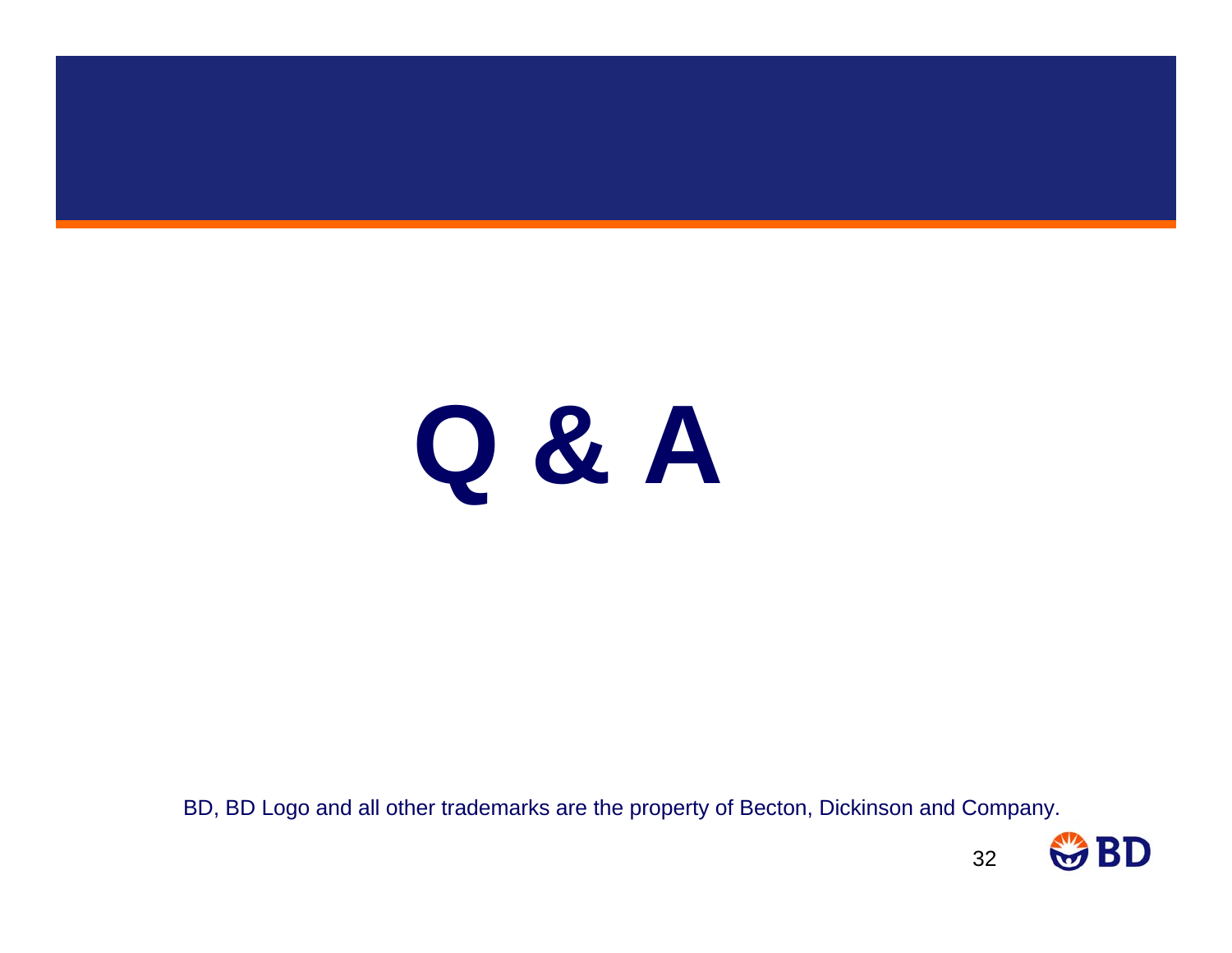# Q & A

BD, BD Logo and all other trademarks are the property of Becton, Dickinson and Company.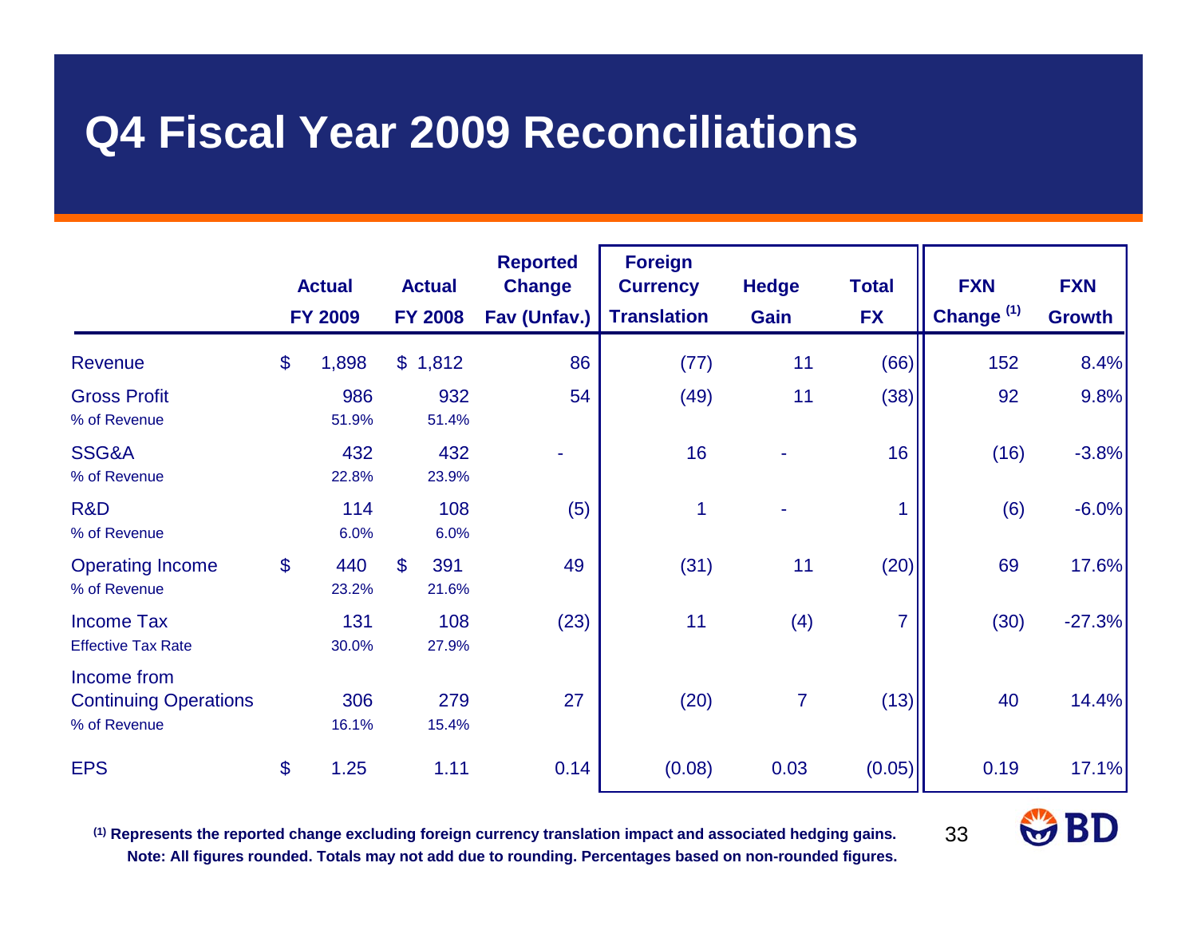# Q4 Fiscal Year 2009 Reconciliations

| | Actual FY 2009 | Actual FY 2008 | Reported Change Fav (Unfav.) | Foreign Currency Translation | Hedge Gain | Total FX | FXN Change [1] | FXN Growth |
|---|---|---|---|---|---|---|---|---|
| Revenue | $ 1,898 | $ 1,812 | 86 | (77) | 11 | (66) | 152 | 8.4% |
| Gross Profit | 986 | 932 | 54 | (49) | 11 | (38) | 92 | 9.8% |
| % of Revenue | 51.9% | 51.4% | | | | | | |
| SSG&A | 432 | 432 | - | 16 | - | 16 | (16) | -3.8% |
| % of Revenue | 22.8% | 23.9% | | | | | | |
| R&D | 114 | 108 | (5) | 1 | - | 1 | (6) | -6.0% |
| % of Revenue | 6.0% | 6.0% | | | | | | |
| Operating Income | $ 440 | $ 391 | 49 | (31) | 11 | (20) | 69 | 17.6% |
| % of Revenue | 23.2% | 21.6% | | | | | | |
| Income Tax | 131 | 108 | (23) | 11 | (4) | 7 | (30) | -27.3% |
| Effective Tax Rate | 30.0% | 27.9% | | | | | | |
| Income from Continuing Operations | 306 | 279 | 27 | (20) | 7 | (13) | 40 | 14.4% |
| % of Revenue | 16.1% | 15.4% | | | | | | |
| EPS | $ 1.25 | 1.11 | 0.14 | (0.08) | 0.03 | (0.05) | 0.19 | 17.1% |

**[1] Represents the reported change excluding foreign currency translation impact and associated hedging gains.**
**Note: All figures rounded. Totals may not add due to rounding. Percentages based on non-rounded figures.**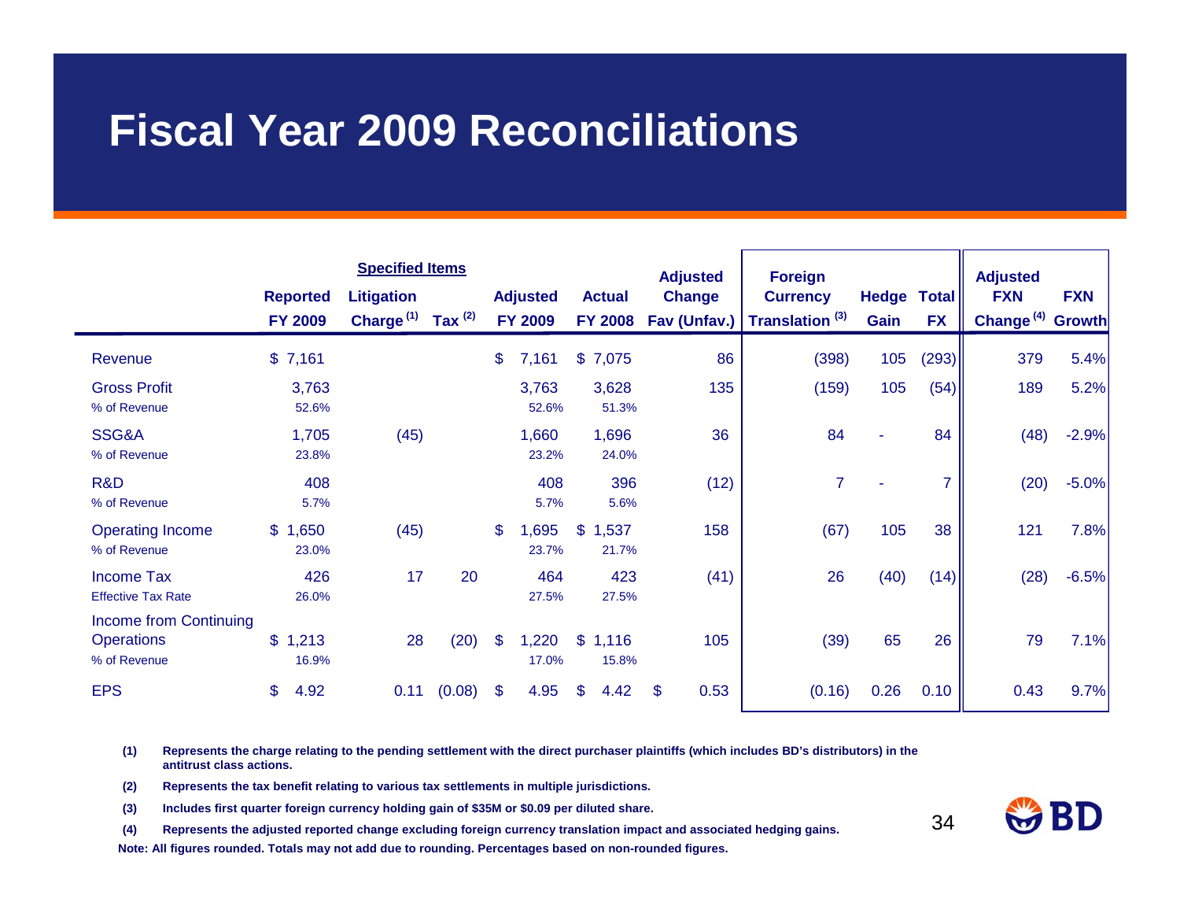# Fiscal Year 2009 Reconciliations

| | Reported FY 2009 | Specified Items: Litigation Charge [(1)] | Specified Items: Tax [(2)] | Adjusted FY 2009 | Actual FY 2008 | Adjusted Change Fav (Unfav.) | Foreign Currency Translation [(3)] | Hedge Gain | Total FX | Adjusted FXN Change [(4)] | FXN Growth |
|---|---|---|---|---|---|---|---|---|---|---|---|
| Revenue | $ 7,161 | | | $ 7,161 | $ 7,075 | 86 | (398) | 105 | (293) | 379 | 5.4% |
| Gross Profit | 3,763 | | | 3,763 | 3,628 | 135 | (159) | 105 | (54) | 189 | 5.2% |
| % of Revenue | 52.6% | | | 52.6% | 51.3% | | | | | | |
| SSG&A | 1,705 | (45) | | 1,660 | 1,696 | 36 | 84 | - | 84 | (48) | -2.9% |
| % of Revenue | 23.8% | | | 23.2% | 24.0% | | | | | | |
| R&D | 408 | | | 408 | 396 | (12) | 7 | - | 7 | (20) | -5.0% |
| % of Revenue | 5.7% | | | 5.7% | 5.6% | | | | | | |
| Operating Income | $ 1,650 | (45) | | $ 1,695 | $ 1,537 | 158 | (67) | 105 | 38 | 121 | 7.8% |
| % of Revenue | 23.0% | | | 23.7% | 21.7% | | | | | | |
| Income Tax | 426 | 17 | 20 | 464 | 423 | (41) | 26 | (40) | (14) | (28) | -6.5% |
| Effective Tax Rate | 26.0% | | | 27.5% | 27.5% | | | | | | |
| Income from Continuing Operations | $ 1,213 | 28 | (20) | $ 1,220 | $ 1,116 | 105 | (39) | 65 | 26 | 79 | 7.1% |
| % of Revenue | 16.9% | | | 17.0% | 15.8% | | | | | | |
| EPS | $ 4.92 | 0.11 | (0.08) | $ 4.95 | $ 4.42 | $ 0.53 | (0.16) | 0.26 | 0.10 | 0.43 | 9.7% |

**(1)** Represents the charge relating to the pending settlement with the direct purchaser plaintiffs (which includes BD's distributors) in the antitrust class actions.

**(2)** Represents the tax benefit relating to various tax settlements in multiple jurisdictions.

**(3)** Includes first quarter foreign currency holding gain of $35M or $0.09 per diluted share.

**(4)** Represents the adjusted reported change excluding foreign currency translation impact and associated hedging gains.

**Note: All figures rounded. Totals may not add due to rounding. Percentages based on non-rounded figures.**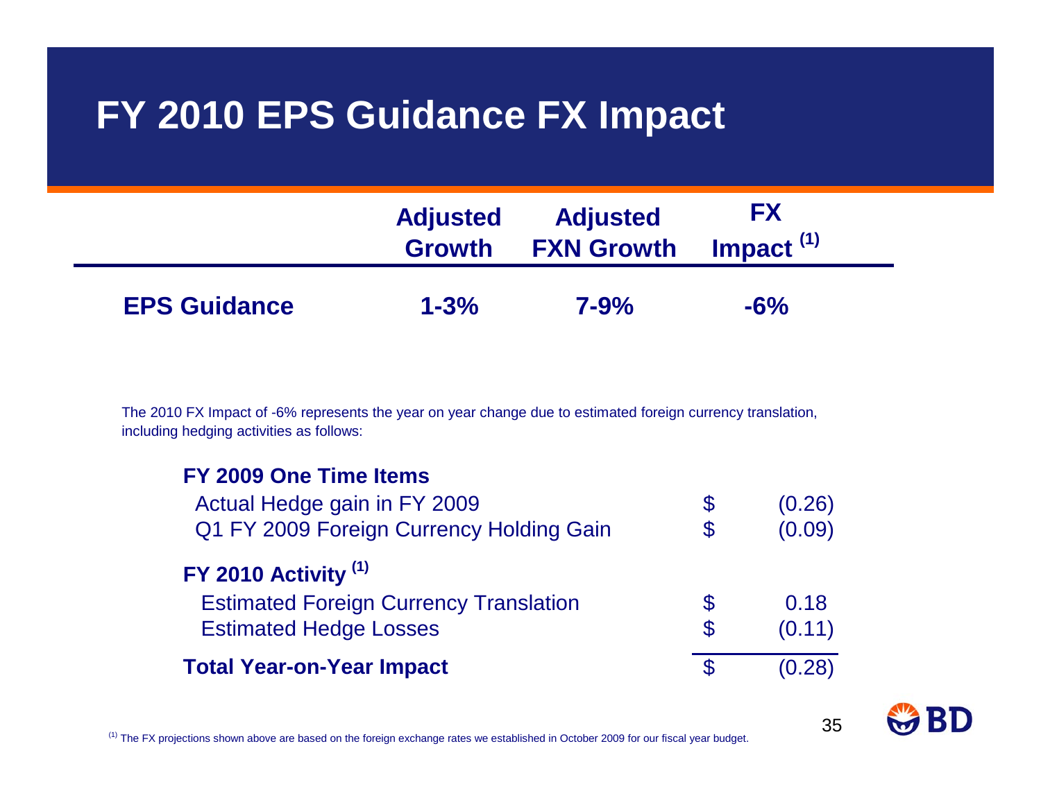# FY 2010 EPS Guidance FX Impact

| | Adjusted Growth | Adjusted FXN Growth | FX Impact [1] |
|---|---|---|---|
| **EPS Guidance** | **1-3%** | **7-9%** | **-6%** |

The 2010 FX Impact of -6% represents the year on year change due to estimated foreign currency translation, including hedging activities as follows:

| | | |
|---|---|---|
| **FY 2009 One Time Items** | | |
| Actual Hedge gain in FY 2009 | $ | (0.26) |
| Q1 FY 2009 Foreign Currency Holding Gain | $ | (0.09) |
| **FY 2010 Activity [1]** | | |
| Estimated Foreign Currency Translation | $ | 0.18 |
| Estimated Hedge Losses | $ | (0.11) |
| **Total Year-on-Year Impact** | $ | (0.28) |

[1] The FX projections shown above are based on the foreign exchange rates we established in October 2009 for our fiscal year budget.